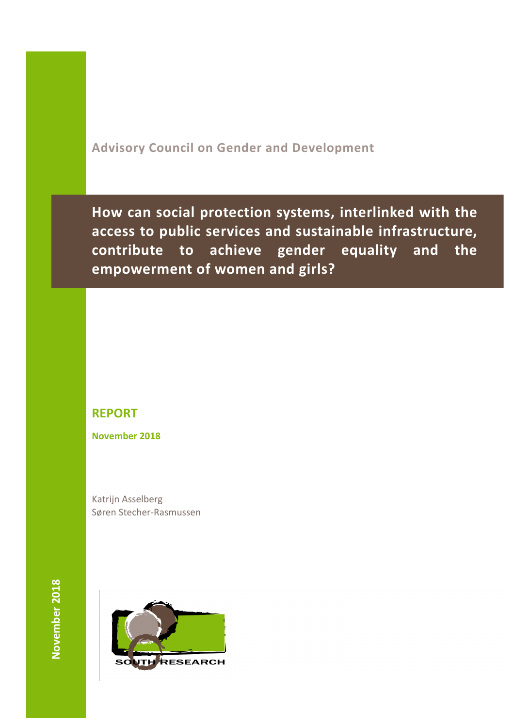Advisory Council on Gender and Development

# How can social protection systems, interlinked with the access to public services and sustainable infrastructure, contribute to achieve gender equality and the empowerment of women and girls?

## REPORT

**November 2018**

Katrijn Asselberg
Søren Stecher-Rasmussen

November 2018

SOUTH RESEARCH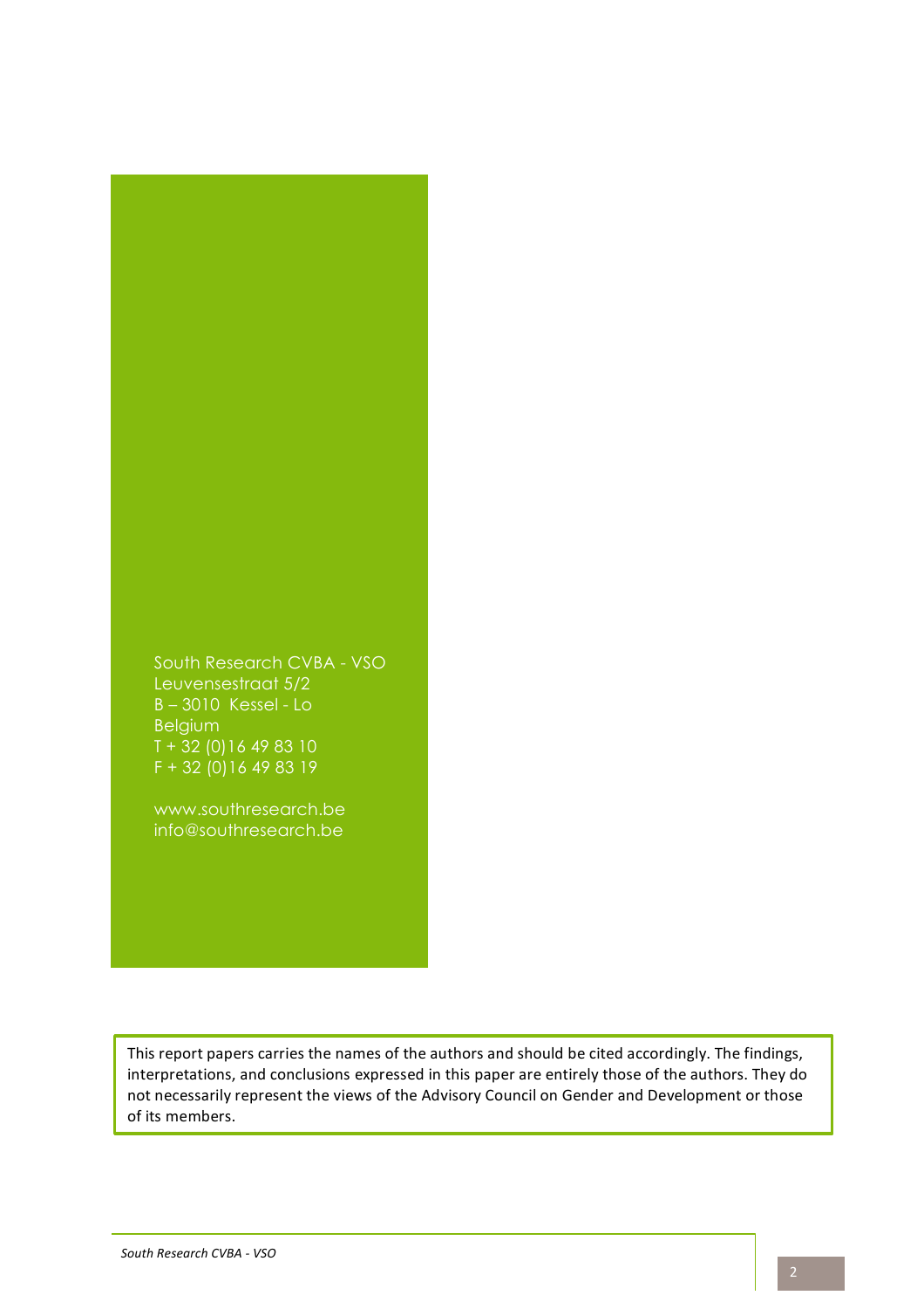South Research CVBA - VSO
Leuvensestraat 5/2
B – 3010 Kessel - Lo
Belgium
T + 32 (0)16 49 83 10
F + 32 (0)16 49 83 19

www.southresearch.be
info@southresearch.be

This report papers carries the names of the authors and should be cited accordingly. The findings, interpretations, and conclusions expressed in this paper are entirely those of the authors. They do not necessarily represent the views of the Advisory Council on Gender and Development or those of its members.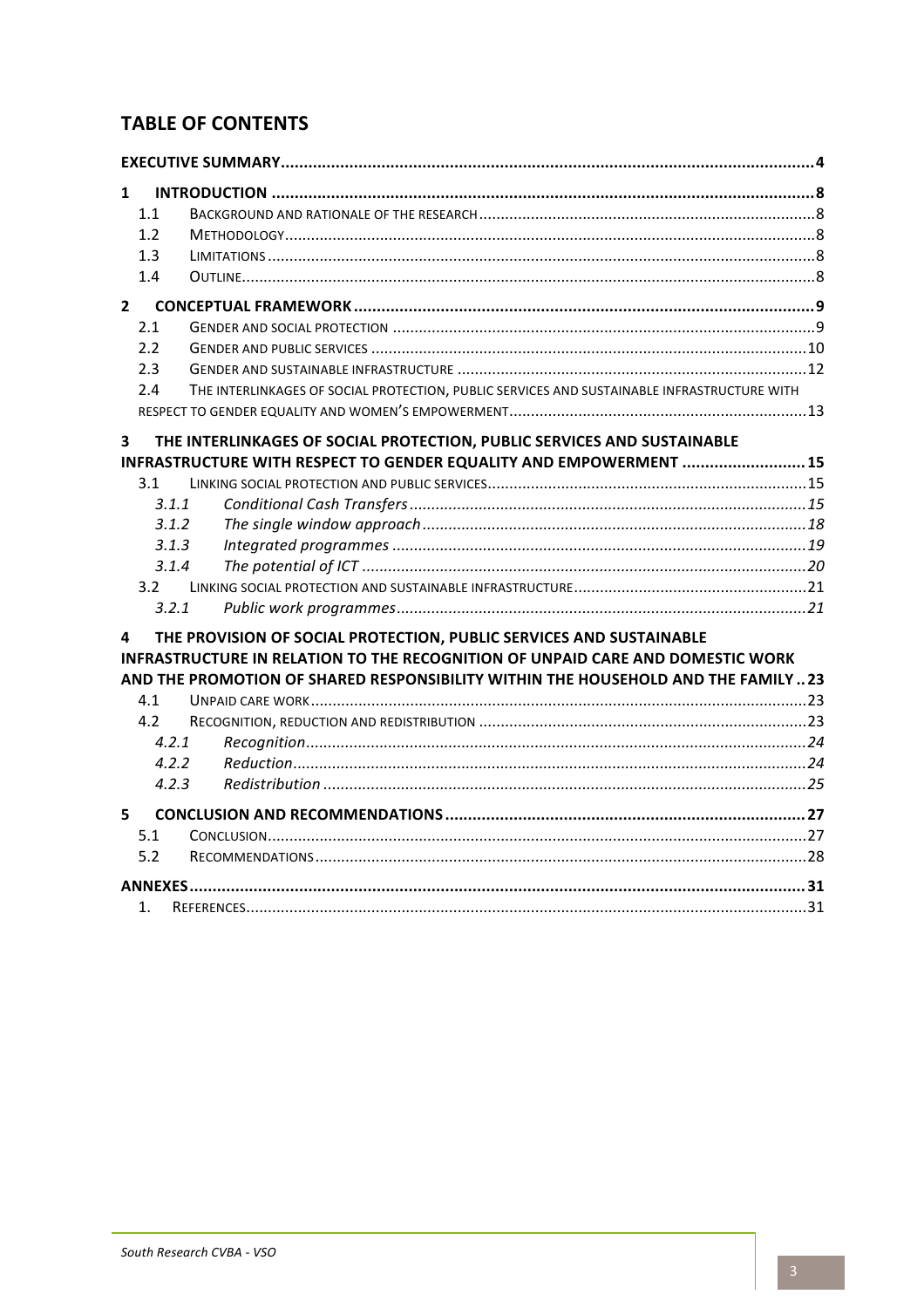## TABLE OF CONTENTS

**EXECUTIVE SUMMARY** ..... 4

**1 INTRODUCTION** ..... 8
- 1.1 BACKGROUND AND RATIONALE OF THE RESEARCH ..... 8
- 1.2 METHODOLOGY ..... 8
- 1.3 LIMITATIONS ..... 8
- 1.4 OUTLINE ..... 8

**2 CONCEPTUAL FRAMEWORK** ..... 9
- 2.1 GENDER AND SOCIAL PROTECTION ..... 9
- 2.2 GENDER AND PUBLIC SERVICES ..... 10
- 2.3 GENDER AND SUSTAINABLE INFRASTRUCTURE ..... 12
- 2.4 THE INTERLINKAGES OF SOCIAL PROTECTION, PUBLIC SERVICES AND SUSTAINABLE INFRASTRUCTURE WITH RESPECT TO GENDER EQUALITY AND WOMEN'S EMPOWERMENT ..... 13

**3 THE INTERLINKAGES OF SOCIAL PROTECTION, PUBLIC SERVICES AND SUSTAINABLE INFRASTRUCTURE WITH RESPECT TO GENDER EQUALITY AND EMPOWERMENT** ..... 15
- 3.1 LINKING SOCIAL PROTECTION AND PUBLIC SERVICES ..... 15
  - *3.1.1 Conditional Cash Transfers* ..... *15*
  - *3.1.2 The single window approach* ..... *18*
  - *3.1.3 Integrated programmes* ..... *19*
  - *3.1.4 The potential of ICT* ..... *20*
- 3.2 LINKING SOCIAL PROTECTION AND SUSTAINABLE INFRASTRUCTURE ..... 21
  - *3.2.1 Public work programmes* ..... *21*

**4 THE PROVISION OF SOCIAL PROTECTION, PUBLIC SERVICES AND SUSTAINABLE INFRASTRUCTURE IN RELATION TO THE RECOGNITION OF UNPAID CARE AND DOMESTIC WORK AND THE PROMOTION OF SHARED RESPONSIBILITY WITHIN THE HOUSEHOLD AND THE FAMILY** ..... 23
- 4.1 UNPAID CARE WORK ..... 23
- 4.2 RECOGNITION, REDUCTION AND REDISTRIBUTION ..... 23
  - *4.2.1 Recognition* ..... *24*
  - *4.2.2 Reduction* ..... *24*
  - *4.2.3 Redistribution* ..... *25*

**5 CONCLUSION AND RECOMMENDATIONS** ..... 27
- 5.1 CONCLUSION ..... 27
- 5.2 RECOMMENDATIONS ..... 28

**ANNEXES** ..... 31
- 1. REFERENCES ..... 31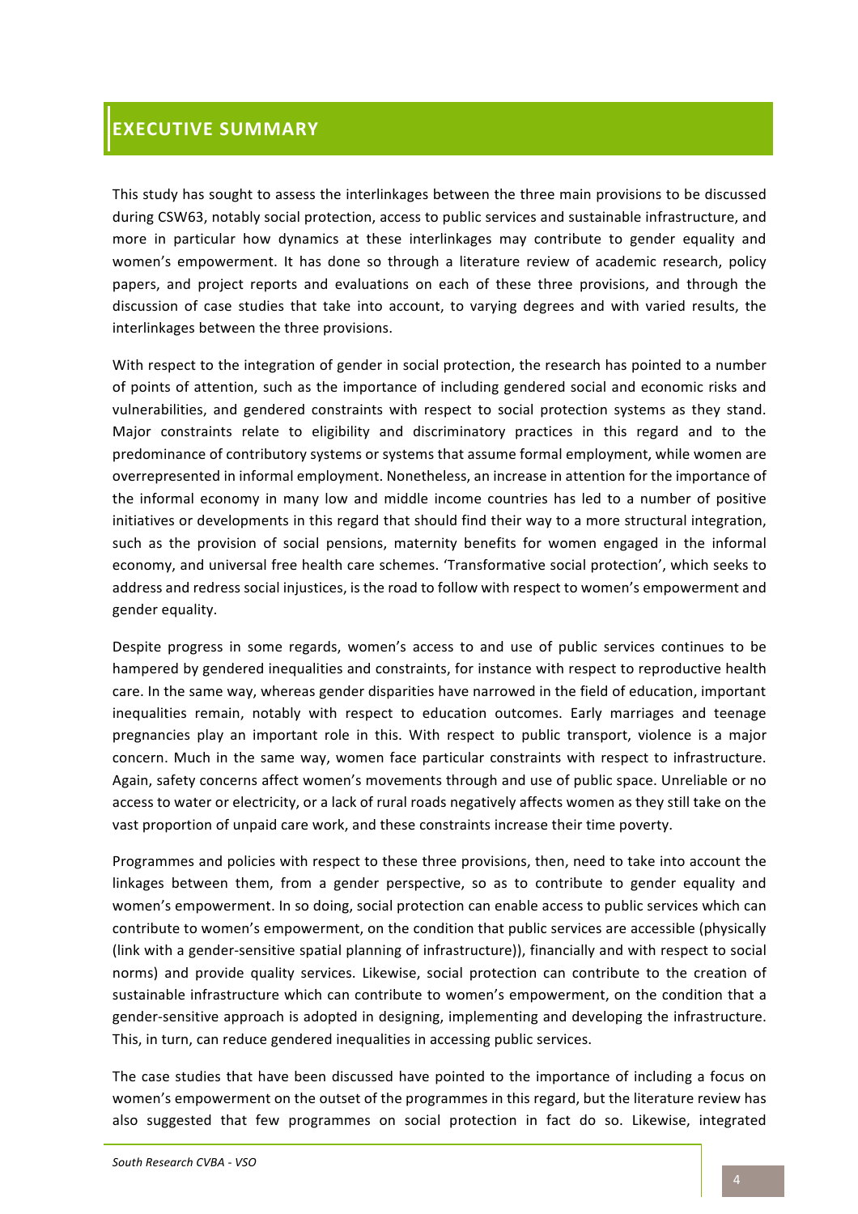# EXECUTIVE SUMMARY

This study has sought to assess the interlinkages between the three main provisions to be discussed during CSW63, notably social protection, access to public services and sustainable infrastructure, and more in particular how dynamics at these interlinkages may contribute to gender equality and women's empowerment. It has done so through a literature review of academic research, policy papers, and project reports and evaluations on each of these three provisions, and through the discussion of case studies that take into account, to varying degrees and with varied results, the interlinkages between the three provisions.

With respect to the integration of gender in social protection, the research has pointed to a number of points of attention, such as the importance of including gendered social and economic risks and vulnerabilities, and gendered constraints with respect to social protection systems as they stand. Major constraints relate to eligibility and discriminatory practices in this regard and to the predominance of contributory systems or systems that assume formal employment, while women are overrepresented in informal employment. Nonetheless, an increase in attention for the importance of the informal economy in many low and middle income countries has led to a number of positive initiatives or developments in this regard that should find their way to a more structural integration, such as the provision of social pensions, maternity benefits for women engaged in the informal economy, and universal free health care schemes. 'Transformative social protection', which seeks to address and redress social injustices, is the road to follow with respect to women's empowerment and gender equality.

Despite progress in some regards, women's access to and use of public services continues to be hampered by gendered inequalities and constraints, for instance with respect to reproductive health care. In the same way, whereas gender disparities have narrowed in the field of education, important inequalities remain, notably with respect to education outcomes. Early marriages and teenage pregnancies play an important role in this. With respect to public transport, violence is a major concern. Much in the same way, women face particular constraints with respect to infrastructure. Again, safety concerns affect women's movements through and use of public space. Unreliable or no access to water or electricity, or a lack of rural roads negatively affects women as they still take on the vast proportion of unpaid care work, and these constraints increase their time poverty.

Programmes and policies with respect to these three provisions, then, need to take into account the linkages between them, from a gender perspective, so as to contribute to gender equality and women's empowerment. In so doing, social protection can enable access to public services which can contribute to women's empowerment, on the condition that public services are accessible (physically (link with a gender-sensitive spatial planning of infrastructure)), financially and with respect to social norms) and provide quality services. Likewise, social protection can contribute to the creation of sustainable infrastructure which can contribute to women's empowerment, on the condition that a gender-sensitive approach is adopted in designing, implementing and developing the infrastructure. This, in turn, can reduce gendered inequalities in accessing public services.

The case studies that have been discussed have pointed to the importance of including a focus on women's empowerment on the outset of the programmes in this regard, but the literature review has also suggested that few programmes on social protection in fact do so. Likewise, integrated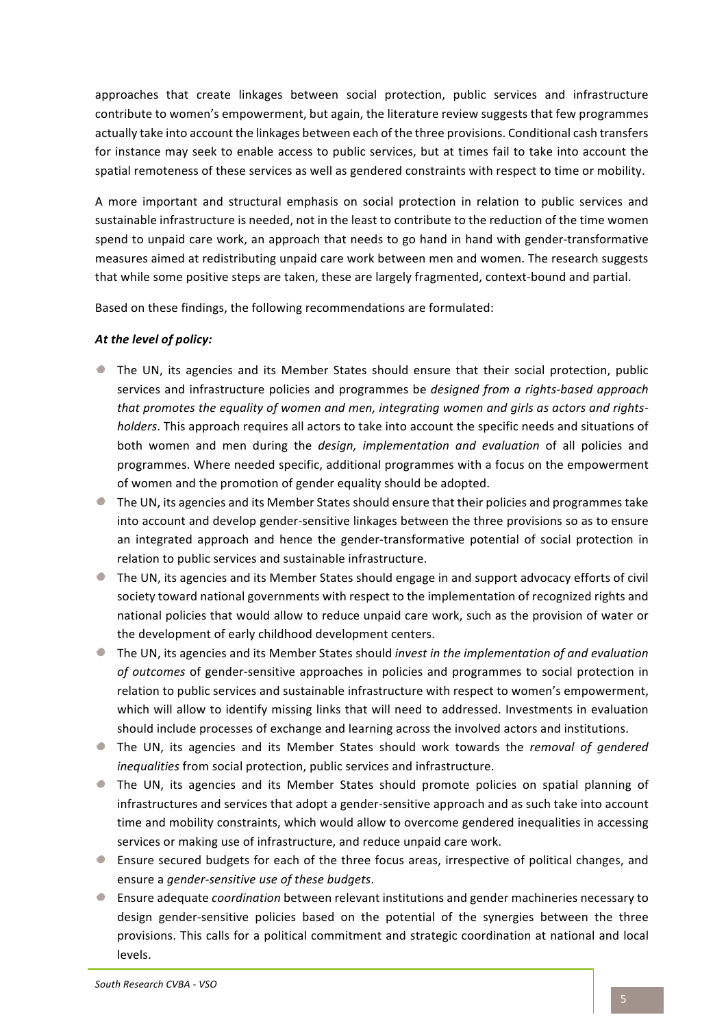approaches that create linkages between social protection, public services and infrastructure contribute to women's empowerment, but again, the literature review suggests that few programmes actually take into account the linkages between each of the three provisions. Conditional cash transfers for instance may seek to enable access to public services, but at times fail to take into account the spatial remoteness of these services as well as gendered constraints with respect to time or mobility.

A more important and structural emphasis on social protection in relation to public services and sustainable infrastructure is needed, not in the least to contribute to the reduction of the time women spend to unpaid care work, an approach that needs to go hand in hand with gender-transformative measures aimed at redistributing unpaid care work between men and women. The research suggests that while some positive steps are taken, these are largely fragmented, context-bound and partial.

Based on these findings, the following recommendations are formulated:

***At the level of policy:***

- The UN, its agencies and its Member States should ensure that their social protection, public services and infrastructure policies and programmes be *designed from a rights-based approach that promotes the equality of women and men, integrating women and girls as actors and rights-holders*. This approach requires all actors to take into account the specific needs and situations of both women and men during the *design, implementation and evaluation* of all policies and programmes. Where needed specific, additional programmes with a focus on the empowerment of women and the promotion of gender equality should be adopted.
- The UN, its agencies and its Member States should ensure that their policies and programmes take into account and develop gender-sensitive linkages between the three provisions so as to ensure an integrated approach and hence the gender-transformative potential of social protection in relation to public services and sustainable infrastructure.
- The UN, its agencies and its Member States should engage in and support advocacy efforts of civil society toward national governments with respect to the implementation of recognized rights and national policies that would allow to reduce unpaid care work, such as the provision of water or the development of early childhood development centers.
- The UN, its agencies and its Member States should *invest in the implementation of and evaluation of outcomes* of gender-sensitive approaches in policies and programmes to social protection in relation to public services and sustainable infrastructure with respect to women's empowerment, which will allow to identify missing links that will need to addressed. Investments in evaluation should include processes of exchange and learning across the involved actors and institutions.
- The UN, its agencies and its Member States should work towards the *removal of gendered inequalities* from social protection, public services and infrastructure.
- The UN, its agencies and its Member States should promote policies on spatial planning of infrastructures and services that adopt a gender-sensitive approach and as such take into account time and mobility constraints, which would allow to overcome gendered inequalities in accessing services or making use of infrastructure, and reduce unpaid care work.
- Ensure secured budgets for each of the three focus areas, irrespective of political changes, and ensure a *gender-sensitive use of these budgets*.
- Ensure adequate *coordination* between relevant institutions and gender machineries necessary to design gender-sensitive policies based on the potential of the synergies between the three provisions. This calls for a political commitment and strategic coordination at national and local levels.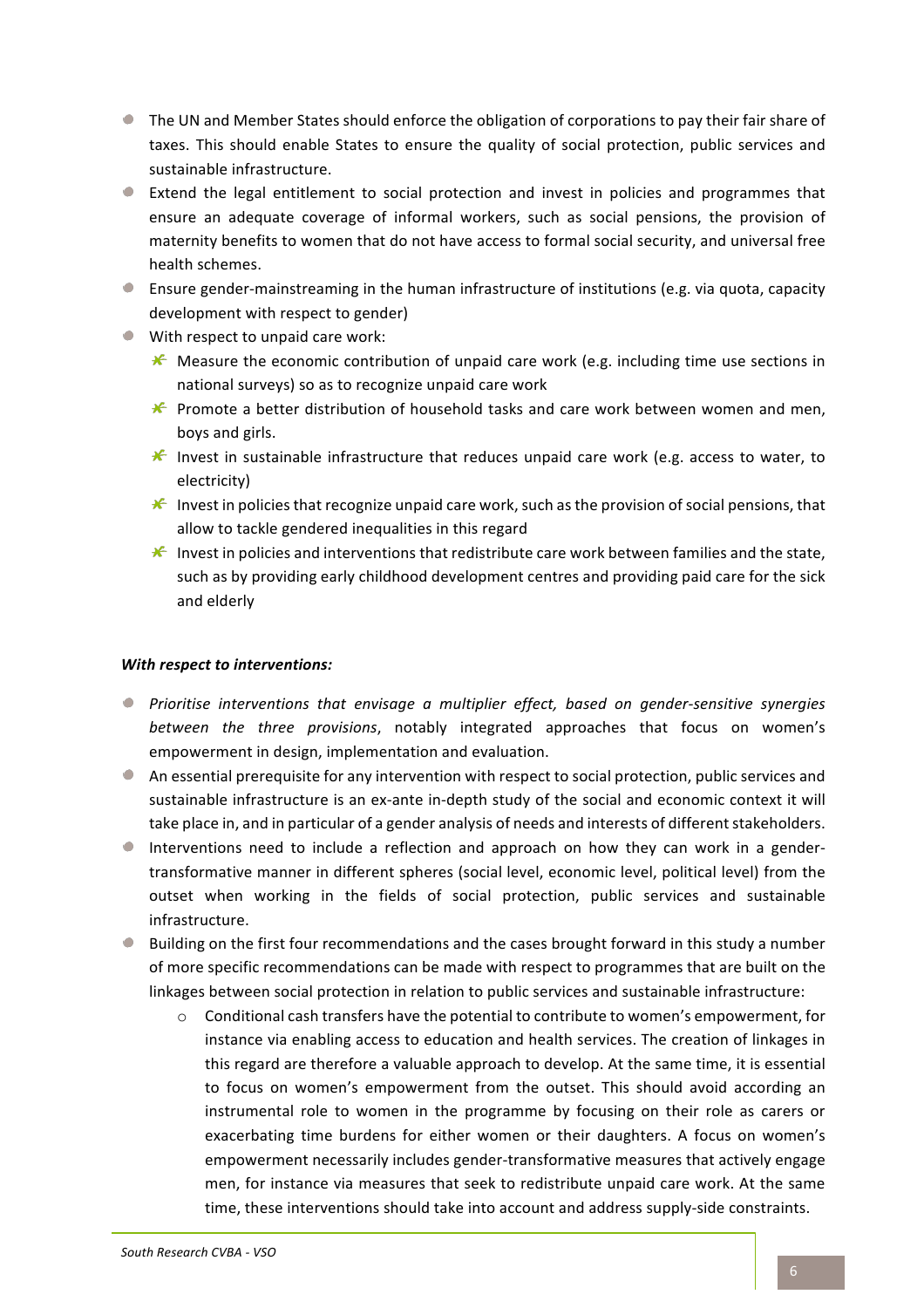- The UN and Member States should enforce the obligation of corporations to pay their fair share of taxes. This should enable States to ensure the quality of social protection, public services and sustainable infrastructure.
- Extend the legal entitlement to social protection and invest in policies and programmes that ensure an adequate coverage of informal workers, such as social pensions, the provision of maternity benefits to women that do not have access to formal social security, and universal free health schemes.
- Ensure gender-mainstreaming in the human infrastructure of institutions (e.g. via quota, capacity development with respect to gender)
- With respect to unpaid care work:
  - Measure the economic contribution of unpaid care work (e.g. including time use sections in national surveys) so as to recognize unpaid care work
  - Promote a better distribution of household tasks and care work between women and men, boys and girls.
  - Invest in sustainable infrastructure that reduces unpaid care work (e.g. access to water, to electricity)
  - Invest in policies that recognize unpaid care work, such as the provision of social pensions, that allow to tackle gendered inequalities in this regard
  - Invest in policies and interventions that redistribute care work between families and the state, such as by providing early childhood development centres and providing paid care for the sick and elderly

***With respect to interventions:***

- *Prioritise interventions that envisage a multiplier effect, based on gender-sensitive synergies between the three provisions*, notably integrated approaches that focus on women's empowerment in design, implementation and evaluation.
- An essential prerequisite for any intervention with respect to social protection, public services and sustainable infrastructure is an ex-ante in-depth study of the social and economic context it will take place in, and in particular of a gender analysis of needs and interests of different stakeholders.
- Interventions need to include a reflection and approach on how they can work in a gender-transformative manner in different spheres (social level, economic level, political level) from the outset when working in the fields of social protection, public services and sustainable infrastructure.
- Building on the first four recommendations and the cases brought forward in this study a number of more specific recommendations can be made with respect to programmes that are built on the linkages between social protection in relation to public services and sustainable infrastructure:
  - Conditional cash transfers have the potential to contribute to women's empowerment, for instance via enabling access to education and health services. The creation of linkages in this regard are therefore a valuable approach to develop. At the same time, it is essential to focus on women's empowerment from the outset. This should avoid according an instrumental role to women in the programme by focusing on their role as carers or exacerbating time burdens for either women or their daughters. A focus on women's empowerment necessarily includes gender-transformative measures that actively engage men, for instance via measures that seek to redistribute unpaid care work. At the same time, these interventions should take into account and address supply-side constraints.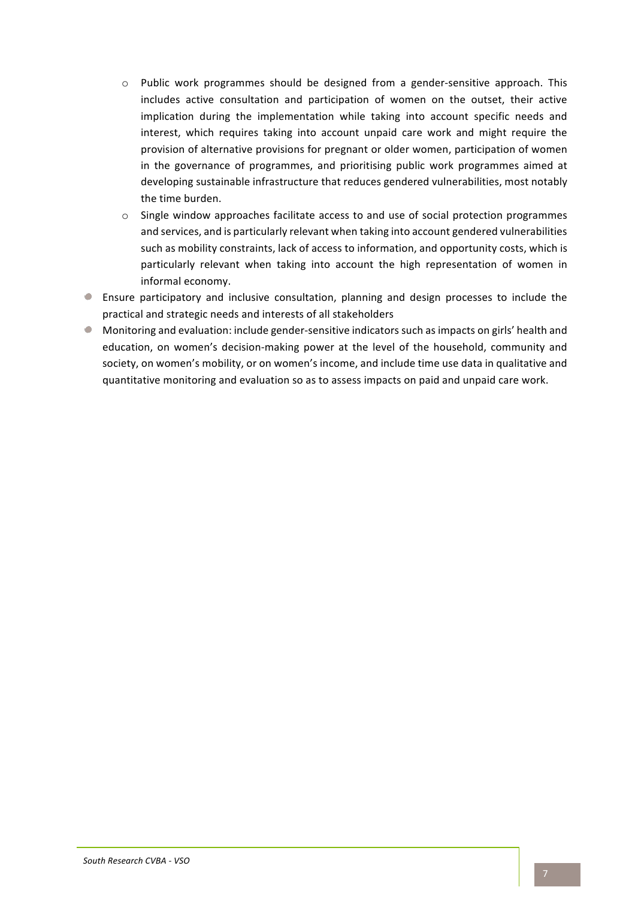- Public work programmes should be designed from a gender-sensitive approach. This includes active consultation and participation of women on the outset, their active implication during the implementation while taking into account specific needs and interest, which requires taking into account unpaid care work and might require the provision of alternative provisions for pregnant or older women, participation of women in the governance of programmes, and prioritising public work programmes aimed at developing sustainable infrastructure that reduces gendered vulnerabilities, most notably the time burden.
  - Single window approaches facilitate access to and use of social protection programmes and services, and is particularly relevant when taking into account gendered vulnerabilities such as mobility constraints, lack of access to information, and opportunity costs, which is particularly relevant when taking into account the high representation of women in informal economy.
- Ensure participatory and inclusive consultation, planning and design processes to include the practical and strategic needs and interests of all stakeholders
- Monitoring and evaluation: include gender-sensitive indicators such as impacts on girls' health and education, on women's decision-making power at the level of the household, community and society, on women's mobility, or on women's income, and include time use data in qualitative and quantitative monitoring and evaluation so as to assess impacts on paid and unpaid care work.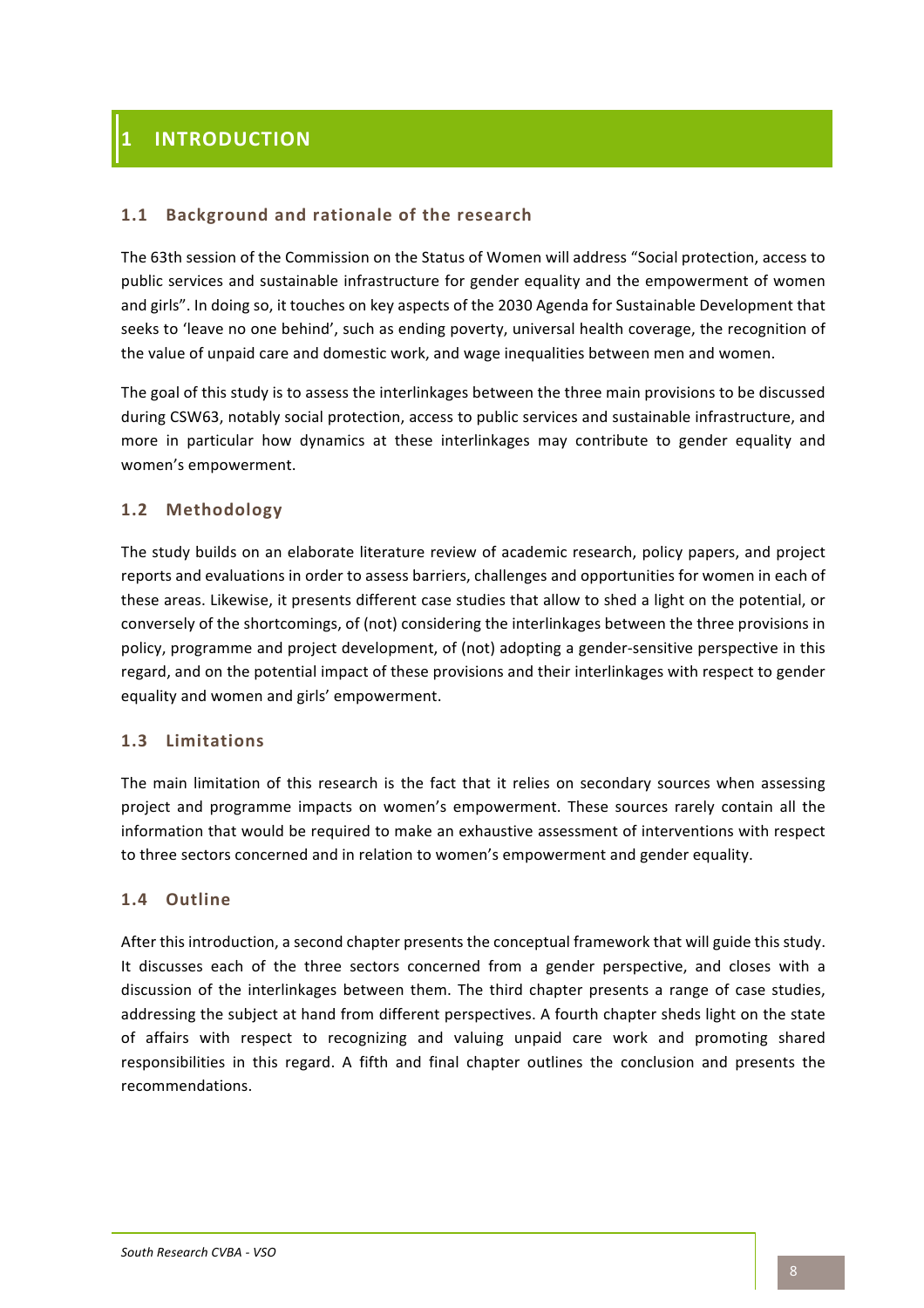# 1 INTRODUCTION

## 1.1 Background and rationale of the research

The 63th session of the Commission on the Status of Women will address "Social protection, access to public services and sustainable infrastructure for gender equality and the empowerment of women and girls". In doing so, it touches on key aspects of the 2030 Agenda for Sustainable Development that seeks to 'leave no one behind', such as ending poverty, universal health coverage, the recognition of the value of unpaid care and domestic work, and wage inequalities between men and women.

The goal of this study is to assess the interlinkages between the three main provisions to be discussed during CSW63, notably social protection, access to public services and sustainable infrastructure, and more in particular how dynamics at these interlinkages may contribute to gender equality and women's empowerment.

## 1.2 Methodology

The study builds on an elaborate literature review of academic research, policy papers, and project reports and evaluations in order to assess barriers, challenges and opportunities for women in each of these areas. Likewise, it presents different case studies that allow to shed a light on the potential, or conversely of the shortcomings, of (not) considering the interlinkages between the three provisions in policy, programme and project development, of (not) adopting a gender-sensitive perspective in this regard, and on the potential impact of these provisions and their interlinkages with respect to gender equality and women and girls' empowerment.

## 1.3 Limitations

The main limitation of this research is the fact that it relies on secondary sources when assessing project and programme impacts on women's empowerment. These sources rarely contain all the information that would be required to make an exhaustive assessment of interventions with respect to three sectors concerned and in relation to women's empowerment and gender equality.

## 1.4 Outline

After this introduction, a second chapter presents the conceptual framework that will guide this study. It discusses each of the three sectors concerned from a gender perspective, and closes with a discussion of the interlinkages between them. The third chapter presents a range of case studies, addressing the subject at hand from different perspectives. A fourth chapter sheds light on the state of affairs with respect to recognizing and valuing unpaid care work and promoting shared responsibilities in this regard. A fifth and final chapter outlines the conclusion and presents the recommendations.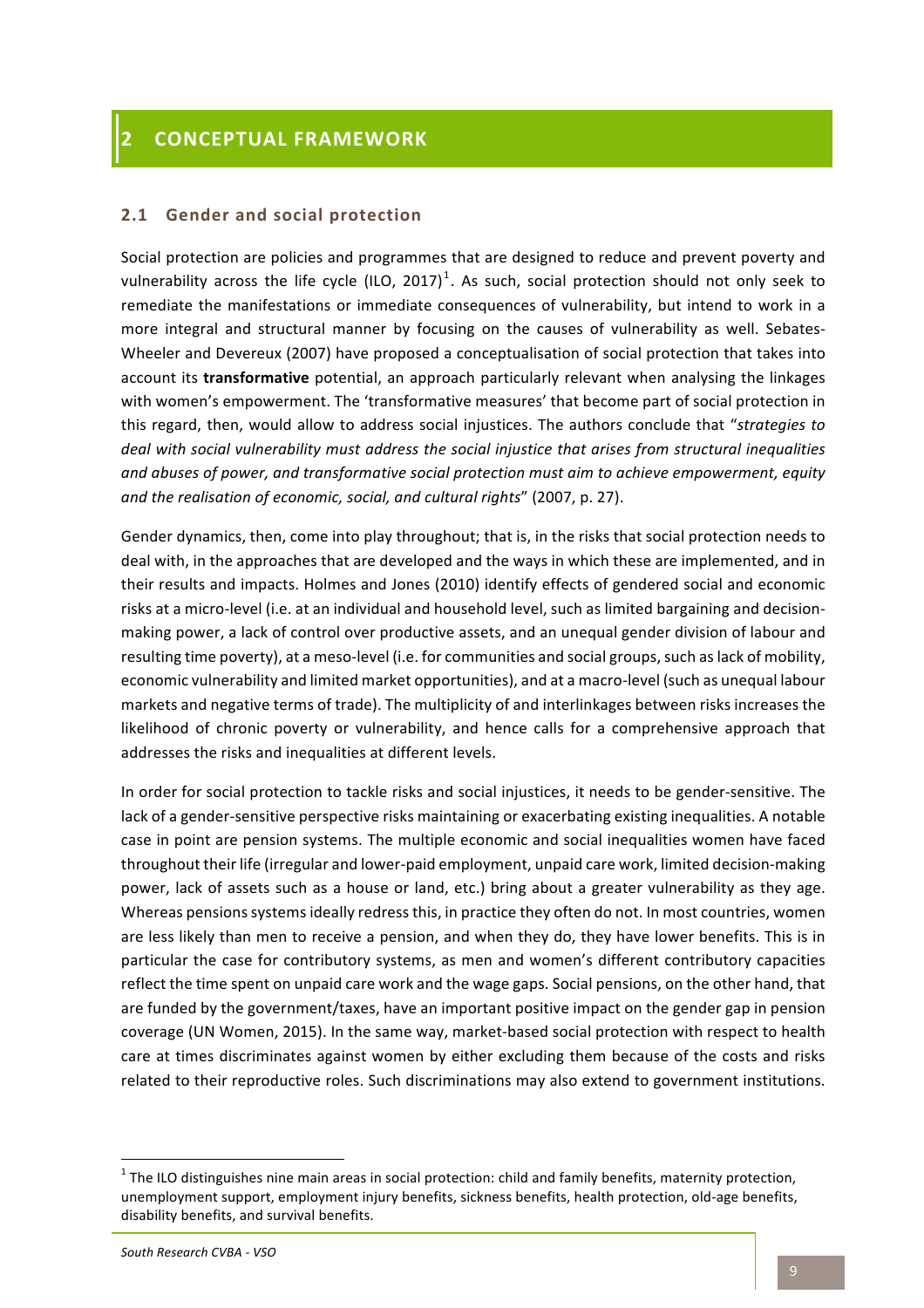# 2 CONCEPTUAL FRAMEWORK

## 2.1 Gender and social protection

Social protection are policies and programmes that are designed to reduce and prevent poverty and vulnerability across the life cycle (ILO, 2017)[1]. As such, social protection should not only seek to remediate the manifestations or immediate consequences of vulnerability, but intend to work in a more integral and structural manner by focusing on the causes of vulnerability as well. Sebates-Wheeler and Devereux (2007) have proposed a conceptualisation of social protection that takes into account its **transformative** potential, an approach particularly relevant when analysing the linkages with women's empowerment. The 'transformative measures' that become part of social protection in this regard, then, would allow to address social injustices. The authors conclude that "*strategies to deal with social vulnerability must address the social injustice that arises from structural inequalities and abuses of power, and transformative social protection must aim to achieve empowerment, equity and the realisation of economic, social, and cultural rights*" (2007, p. 27).

Gender dynamics, then, come into play throughout; that is, in the risks that social protection needs to deal with, in the approaches that are developed and the ways in which these are implemented, and in their results and impacts. Holmes and Jones (2010) identify effects of gendered social and economic risks at a micro-level (i.e. at an individual and household level, such as limited bargaining and decision-making power, a lack of control over productive assets, and an unequal gender division of labour and resulting time poverty), at a meso-level (i.e. for communities and social groups, such as lack of mobility, economic vulnerability and limited market opportunities), and at a macro-level (such as unequal labour markets and negative terms of trade). The multiplicity of and interlinkages between risks increases the likelihood of chronic poverty or vulnerability, and hence calls for a comprehensive approach that addresses the risks and inequalities at different levels.

In order for social protection to tackle risks and social injustices, it needs to be gender-sensitive. The lack of a gender-sensitive perspective risks maintaining or exacerbating existing inequalities. A notable case in point are pension systems. The multiple economic and social inequalities women have faced throughout their life (irregular and lower-paid employment, unpaid care work, limited decision-making power, lack of assets such as a house or land, etc.) bring about a greater vulnerability as they age. Whereas pensions systems ideally redress this, in practice they often do not. In most countries, women are less likely than men to receive a pension, and when they do, they have lower benefits. This is in particular the case for contributory systems, as men and women's different contributory capacities reflect the time spent on unpaid care work and the wage gaps. Social pensions, on the other hand, that are funded by the government/taxes, have an important positive impact on the gender gap in pension coverage (UN Women, 2015). In the same way, market-based social protection with respect to health care at times discriminates against women by either excluding them because of the costs and risks related to their reproductive roles. Such discriminations may also extend to government institutions.

[1] The ILO distinguishes nine main areas in social protection: child and family benefits, maternity protection, unemployment support, employment injury benefits, sickness benefits, health protection, old-age benefits, disability benefits, and survival benefits.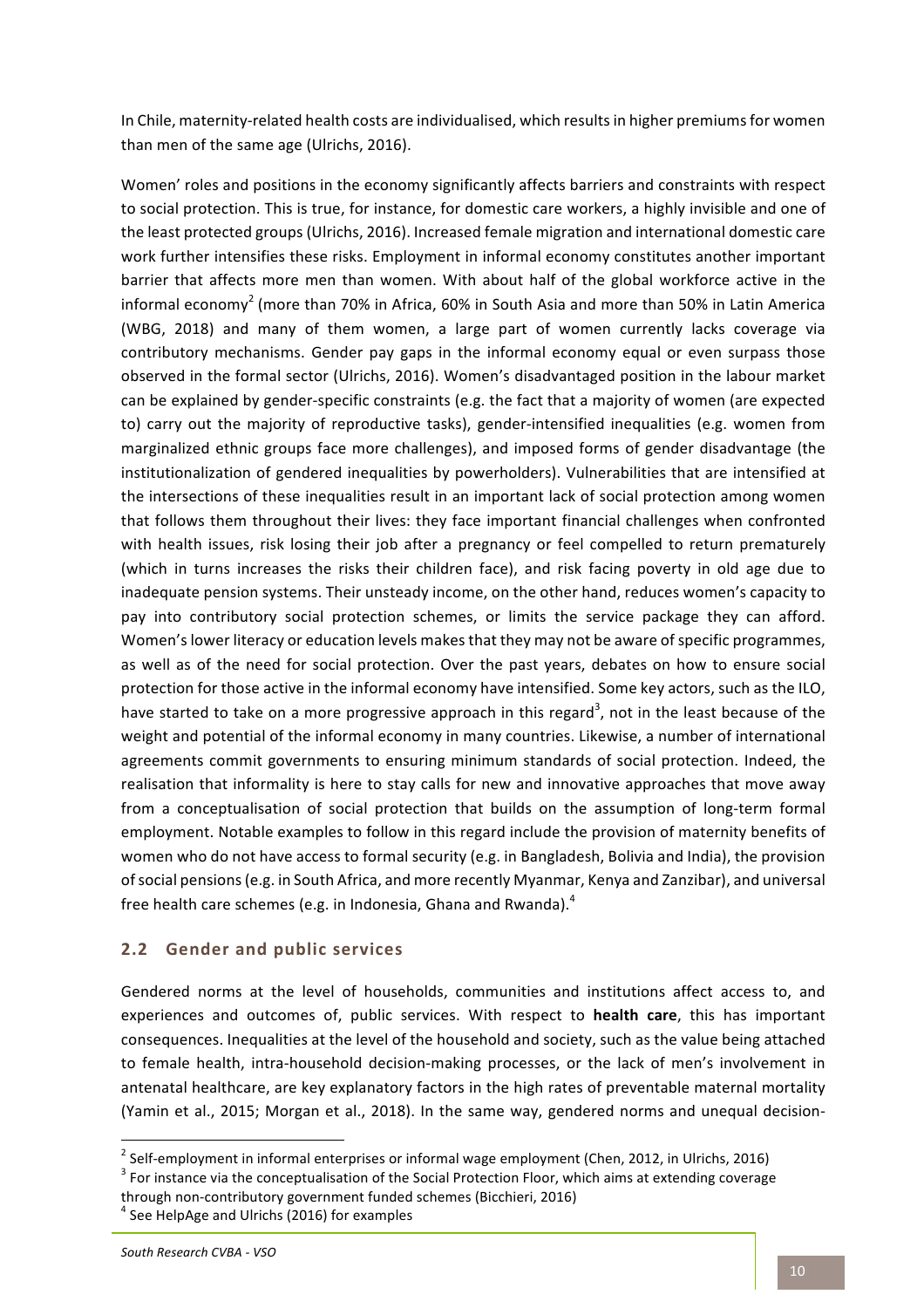In Chile, maternity-related health costs are individualised, which results in higher premiums for women than men of the same age (Ulrichs, 2016).

Women' roles and positions in the economy significantly affects barriers and constraints with respect to social protection. This is true, for instance, for domestic care workers, a highly invisible and one of the least protected groups (Ulrichs, 2016). Increased female migration and international domestic care work further intensifies these risks. Employment in informal economy constitutes another important barrier that affects more men than women. With about half of the global workforce active in the informal economy[2] (more than 70% in Africa, 60% in South Asia and more than 50% in Latin America (WBG, 2018) and many of them women, a large part of women currently lacks coverage via contributory mechanisms. Gender pay gaps in the informal economy equal or even surpass those observed in the formal sector (Ulrichs, 2016). Women's disadvantaged position in the labour market can be explained by gender-specific constraints (e.g. the fact that a majority of women (are expected to) carry out the majority of reproductive tasks), gender-intensified inequalities (e.g. women from marginalized ethnic groups face more challenges), and imposed forms of gender disadvantage (the institutionalization of gendered inequalities by powerholders). Vulnerabilities that are intensified at the intersections of these inequalities result in an important lack of social protection among women that follows them throughout their lives: they face important financial challenges when confronted with health issues, risk losing their job after a pregnancy or feel compelled to return prematurely (which in turns increases the risks their children face), and risk facing poverty in old age due to inadequate pension systems. Their unsteady income, on the other hand, reduces women's capacity to pay into contributory social protection schemes, or limits the service package they can afford. Women's lower literacy or education levels makes that they may not be aware of specific programmes, as well as of the need for social protection. Over the past years, debates on how to ensure social protection for those active in the informal economy have intensified. Some key actors, such as the ILO, have started to take on a more progressive approach in this regard[3], not in the least because of the weight and potential of the informal economy in many countries. Likewise, a number of international agreements commit governments to ensuring minimum standards of social protection. Indeed, the realisation that informality is here to stay calls for new and innovative approaches that move away from a conceptualisation of social protection that builds on the assumption of long-term formal employment. Notable examples to follow in this regard include the provision of maternity benefits of women who do not have access to formal security (e.g. in Bangladesh, Bolivia and India), the provision of social pensions (e.g. in South Africa, and more recently Myanmar, Kenya and Zanzibar), and universal free health care schemes (e.g. in Indonesia, Ghana and Rwanda).[4]

## 2.2 Gender and public services

Gendered norms at the level of households, communities and institutions affect access to, and experiences and outcomes of, public services. With respect to **health care**, this has important consequences. Inequalities at the level of the household and society, such as the value being attached to female health, intra-household decision-making processes, or the lack of men's involvement in antenatal healthcare, are key explanatory factors in the high rates of preventable maternal mortality (Yamin et al., 2015; Morgan et al., 2018). In the same way, gendered norms and unequal decision-

[2] Self-employment in informal enterprises or informal wage employment (Chen, 2012, in Ulrichs, 2016)

[3] For instance via the conceptualisation of the Social Protection Floor, which aims at extending coverage through non-contributory government funded schemes (Bicchieri, 2016)

[4] See HelpAge and Ulrichs (2016) for examples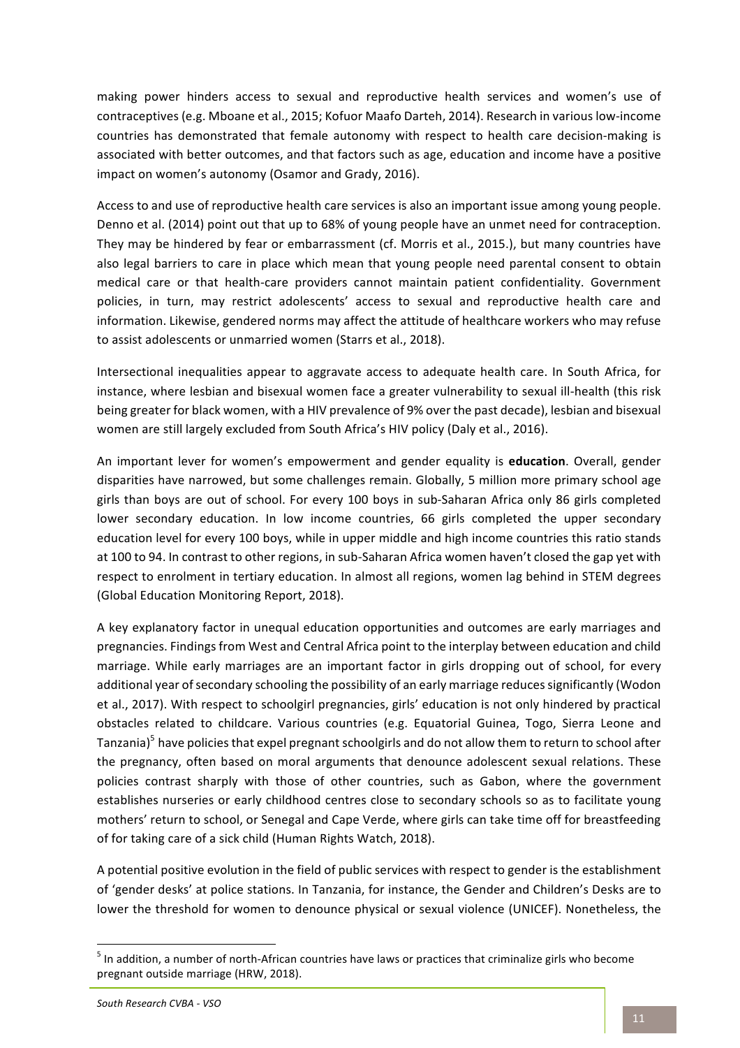making power hinders access to sexual and reproductive health services and women's use of contraceptives (e.g. Mboane et al., 2015; Kofuor Maafo Darteh, 2014). Research in various low-income countries has demonstrated that female autonomy with respect to health care decision-making is associated with better outcomes, and that factors such as age, education and income have a positive impact on women's autonomy (Osamor and Grady, 2016).

Access to and use of reproductive health care services is also an important issue among young people. Denno et al. (2014) point out that up to 68% of young people have an unmet need for contraception. They may be hindered by fear or embarrassment (cf. Morris et al., 2015.), but many countries have also legal barriers to care in place which mean that young people need parental consent to obtain medical care or that health-care providers cannot maintain patient confidentiality. Government policies, in turn, may restrict adolescents' access to sexual and reproductive health care and information. Likewise, gendered norms may affect the attitude of healthcare workers who may refuse to assist adolescents or unmarried women (Starrs et al., 2018).

Intersectional inequalities appear to aggravate access to adequate health care. In South Africa, for instance, where lesbian and bisexual women face a greater vulnerability to sexual ill-health (this risk being greater for black women, with a HIV prevalence of 9% over the past decade), lesbian and bisexual women are still largely excluded from South Africa's HIV policy (Daly et al., 2016).

An important lever for women's empowerment and gender equality is **education**. Overall, gender disparities have narrowed, but some challenges remain. Globally, 5 million more primary school age girls than boys are out of school. For every 100 boys in sub-Saharan Africa only 86 girls completed lower secondary education. In low income countries, 66 girls completed the upper secondary education level for every 100 boys, while in upper middle and high income countries this ratio stands at 100 to 94. In contrast to other regions, in sub-Saharan Africa women haven't closed the gap yet with respect to enrolment in tertiary education. In almost all regions, women lag behind in STEM degrees (Global Education Monitoring Report, 2018).

A key explanatory factor in unequal education opportunities and outcomes are early marriages and pregnancies. Findings from West and Central Africa point to the interplay between education and child marriage. While early marriages are an important factor in girls dropping out of school, for every additional year of secondary schooling the possibility of an early marriage reduces significantly (Wodon et al., 2017). With respect to schoolgirl pregnancies, girls' education is not only hindered by practical obstacles related to childcare. Various countries (e.g. Equatorial Guinea, Togo, Sierra Leone and Tanzania)[5] have policies that expel pregnant schoolgirls and do not allow them to return to school after the pregnancy, often based on moral arguments that denounce adolescent sexual relations. These policies contrast sharply with those of other countries, such as Gabon, where the government establishes nurseries or early childhood centres close to secondary schools so as to facilitate young mothers' return to school, or Senegal and Cape Verde, where girls can take time off for breastfeeding of for taking care of a sick child (Human Rights Watch, 2018).

A potential positive evolution in the field of public services with respect to gender is the establishment of 'gender desks' at police stations. In Tanzania, for instance, the Gender and Children's Desks are to lower the threshold for women to denounce physical or sexual violence (UNICEF). Nonetheless, the

[5] In addition, a number of north-African countries have laws or practices that criminalize girls who become pregnant outside marriage (HRW, 2018).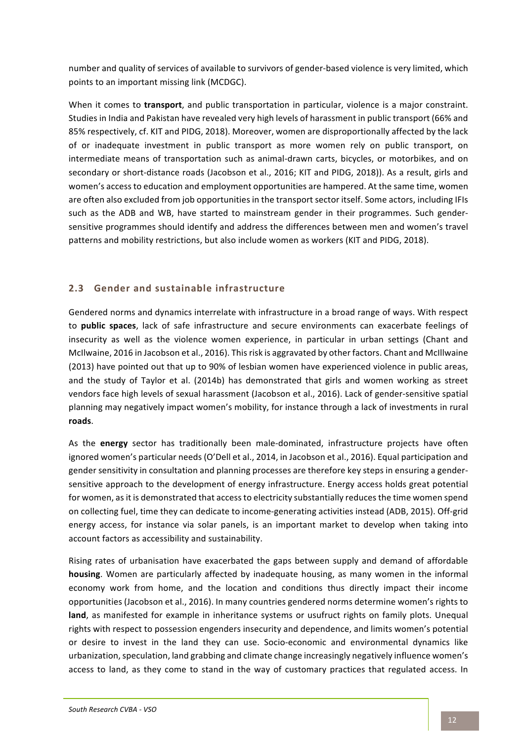number and quality of services of available to survivors of gender-based violence is very limited, which points to an important missing link (MCDGC).

When it comes to **transport**, and public transportation in particular, violence is a major constraint. Studies in India and Pakistan have revealed very high levels of harassment in public transport (66% and 85% respectively, cf. KIT and PIDG, 2018). Moreover, women are disproportionally affected by the lack of or inadequate investment in public transport as more women rely on public transport, on intermediate means of transportation such as animal-drawn carts, bicycles, or motorbikes, and on secondary or short-distance roads (Jacobson et al., 2016; KIT and PIDG, 2018)). As a result, girls and women's access to education and employment opportunities are hampered. At the same time, women are often also excluded from job opportunities in the transport sector itself. Some actors, including IFIs such as the ADB and WB, have started to mainstream gender in their programmes. Such gender-sensitive programmes should identify and address the differences between men and women's travel patterns and mobility restrictions, but also include women as workers (KIT and PIDG, 2018).

## 2.3 Gender and sustainable infrastructure

Gendered norms and dynamics interrelate with infrastructure in a broad range of ways. With respect to **public spaces**, lack of safe infrastructure and secure environments can exacerbate feelings of insecurity as well as the violence women experience, in particular in urban settings (Chant and McIlwaine, 2016 in Jacobson et al., 2016). This risk is aggravated by other factors. Chant and McIllwaine (2013) have pointed out that up to 90% of lesbian women have experienced violence in public areas, and the study of Taylor et al. (2014b) has demonstrated that girls and women working as street vendors face high levels of sexual harassment (Jacobson et al., 2016). Lack of gender-sensitive spatial planning may negatively impact women's mobility, for instance through a lack of investments in rural **roads**.

As the **energy** sector has traditionally been male-dominated, infrastructure projects have often ignored women's particular needs (O'Dell et al., 2014, in Jacobson et al., 2016). Equal participation and gender sensitivity in consultation and planning processes are therefore key steps in ensuring a gender-sensitive approach to the development of energy infrastructure. Energy access holds great potential for women, as it is demonstrated that access to electricity substantially reduces the time women spend on collecting fuel, time they can dedicate to income-generating activities instead (ADB, 2015). Off-grid energy access, for instance via solar panels, is an important market to develop when taking into account factors as accessibility and sustainability.

Rising rates of urbanisation have exacerbated the gaps between supply and demand of affordable **housing**. Women are particularly affected by inadequate housing, as many women in the informal economy work from home, and the location and conditions thus directly impact their income opportunities (Jacobson et al., 2016). In many countries gendered norms determine women's rights to **land**, as manifested for example in inheritance systems or usufruct rights on family plots. Unequal rights with respect to possession engenders insecurity and dependence, and limits women's potential or desire to invest in the land they can use. Socio-economic and environmental dynamics like urbanization, speculation, land grabbing and climate change increasingly negatively influence women's access to land, as they come to stand in the way of customary practices that regulated access. In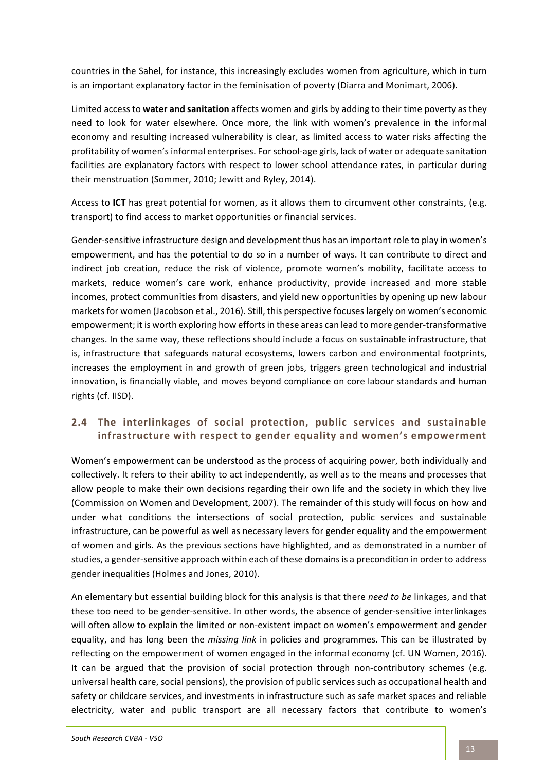countries in the Sahel, for instance, this increasingly excludes women from agriculture, which in turn is an important explanatory factor in the feminisation of poverty (Diarra and Monimart, 2006).

Limited access to **water and sanitation** affects women and girls by adding to their time poverty as they need to look for water elsewhere. Once more, the link with women's prevalence in the informal economy and resulting increased vulnerability is clear, as limited access to water risks affecting the profitability of women's informal enterprises. For school-age girls, lack of water or adequate sanitation facilities are explanatory factors with respect to lower school attendance rates, in particular during their menstruation (Sommer, 2010; Jewitt and Ryley, 2014).

Access to **ICT** has great potential for women, as it allows them to circumvent other constraints, (e.g. transport) to find access to market opportunities or financial services.

Gender-sensitive infrastructure design and development thus has an important role to play in women's empowerment, and has the potential to do so in a number of ways. It can contribute to direct and indirect job creation, reduce the risk of violence, promote women's mobility, facilitate access to markets, reduce women's care work, enhance productivity, provide increased and more stable incomes, protect communities from disasters, and yield new opportunities by opening up new labour markets for women (Jacobson et al., 2016). Still, this perspective focuses largely on women's economic empowerment; it is worth exploring how efforts in these areas can lead to more gender-transformative changes. In the same way, these reflections should include a focus on sustainable infrastructure, that is, infrastructure that safeguards natural ecosystems, lowers carbon and environmental footprints, increases the employment in and growth of green jobs, triggers green technological and industrial innovation, is financially viable, and moves beyond compliance on core labour standards and human rights (cf. IISD).

## 2.4 The interlinkages of social protection, public services and sustainable infrastructure with respect to gender equality and women's empowerment

Women's empowerment can be understood as the process of acquiring power, both individually and collectively. It refers to their ability to act independently, as well as to the means and processes that allow people to make their own decisions regarding their own life and the society in which they live (Commission on Women and Development, 2007). The remainder of this study will focus on how and under what conditions the intersections of social protection, public services and sustainable infrastructure, can be powerful as well as necessary levers for gender equality and the empowerment of women and girls. As the previous sections have highlighted, and as demonstrated in a number of studies, a gender-sensitive approach within each of these domains is a precondition in order to address gender inequalities (Holmes and Jones, 2010).

An elementary but essential building block for this analysis is that there *need to be* linkages, and that these too need to be gender-sensitive. In other words, the absence of gender-sensitive interlinkages will often allow to explain the limited or non-existent impact on women's empowerment and gender equality, and has long been the *missing link* in policies and programmes. This can be illustrated by reflecting on the empowerment of women engaged in the informal economy (cf. UN Women, 2016). It can be argued that the provision of social protection through non-contributory schemes (e.g. universal health care, social pensions), the provision of public services such as occupational health and safety or childcare services, and investments in infrastructure such as safe market spaces and reliable electricity, water and public transport are all necessary factors that contribute to women's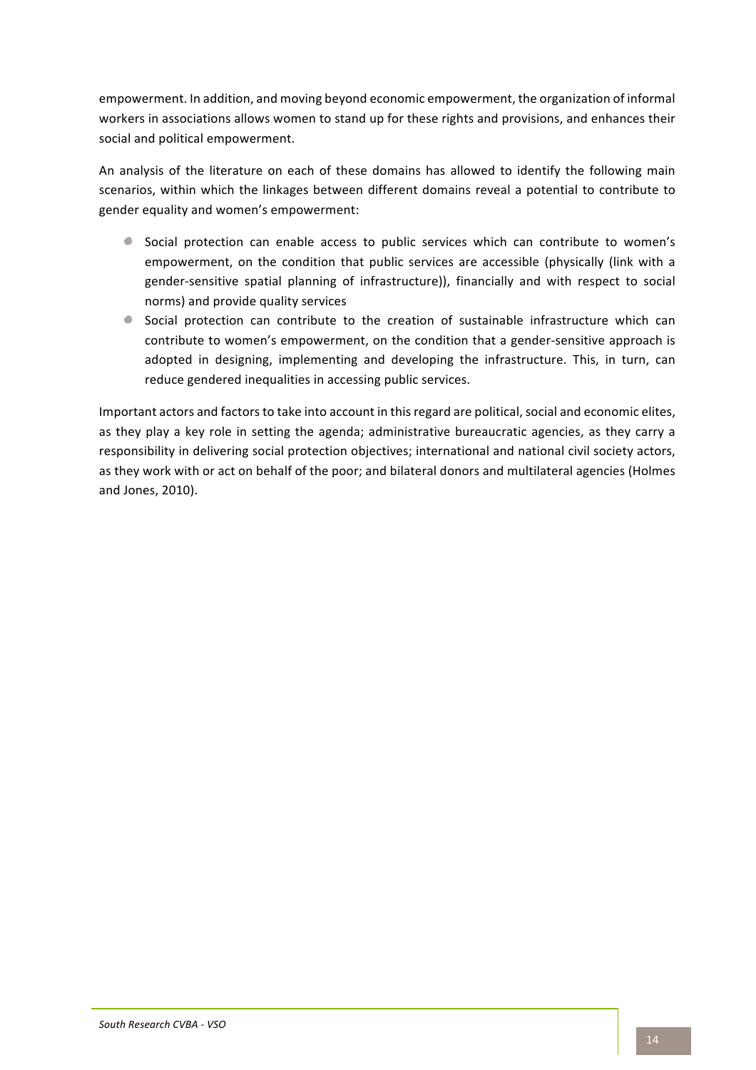empowerment. In addition, and moving beyond economic empowerment, the organization of informal workers in associations allows women to stand up for these rights and provisions, and enhances their social and political empowerment.

An analysis of the literature on each of these domains has allowed to identify the following main scenarios, within which the linkages between different domains reveal a potential to contribute to gender equality and women's empowerment:

- Social protection can enable access to public services which can contribute to women's empowerment, on the condition that public services are accessible (physically (link with a gender-sensitive spatial planning of infrastructure)), financially and with respect to social norms) and provide quality services
- Social protection can contribute to the creation of sustainable infrastructure which can contribute to women's empowerment, on the condition that a gender-sensitive approach is adopted in designing, implementing and developing the infrastructure. This, in turn, can reduce gendered inequalities in accessing public services.

Important actors and factors to take into account in this regard are political, social and economic elites, as they play a key role in setting the agenda; administrative bureaucratic agencies, as they carry a responsibility in delivering social protection objectives; international and national civil society actors, as they work with or act on behalf of the poor; and bilateral donors and multilateral agencies (Holmes and Jones, 2010).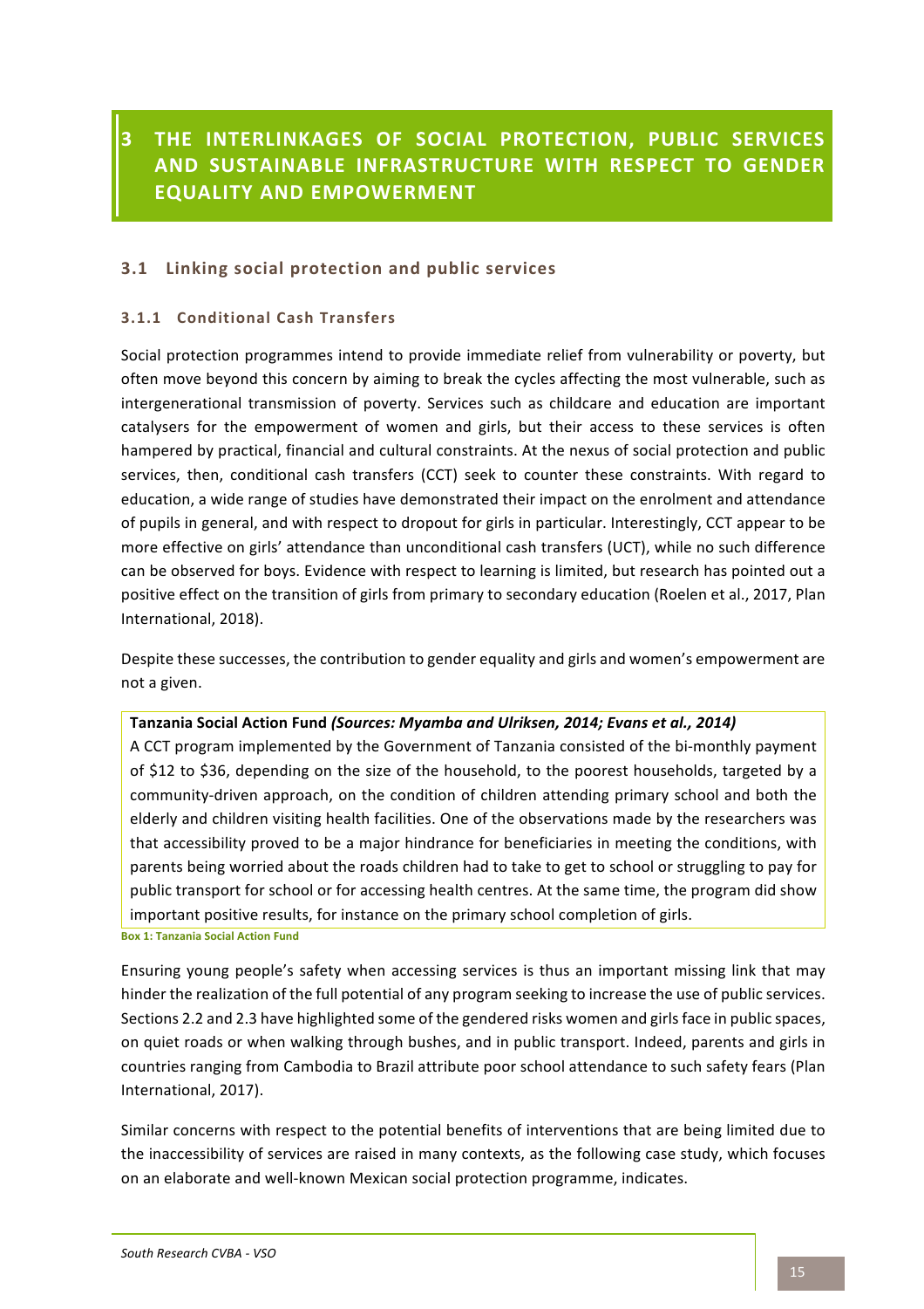# 3 THE INTERLINKAGES OF SOCIAL PROTECTION, PUBLIC SERVICES AND SUSTAINABLE INFRASTRUCTURE WITH RESPECT TO GENDER EQUALITY AND EMPOWERMENT

## 3.1 Linking social protection and public services

### 3.1.1 Conditional Cash Transfers

Social protection programmes intend to provide immediate relief from vulnerability or poverty, but often move beyond this concern by aiming to break the cycles affecting the most vulnerable, such as intergenerational transmission of poverty. Services such as childcare and education are important catalysers for the empowerment of women and girls, but their access to these services is often hampered by practical, financial and cultural constraints. At the nexus of social protection and public services, then, conditional cash transfers (CCT) seek to counter these constraints. With regard to education, a wide range of studies have demonstrated their impact on the enrolment and attendance of pupils in general, and with respect to dropout for girls in particular. Interestingly, CCT appear to be more effective on girls' attendance than unconditional cash transfers (UCT), while no such difference can be observed for boys. Evidence with respect to learning is limited, but research has pointed out a positive effect on the transition of girls from primary to secondary education (Roelen et al., 2017, Plan International, 2018).

Despite these successes, the contribution to gender equality and girls and women's empowerment are not a given.

**Tanzania Social Action Fund** ***(Sources: Myamba and Ulriksen, 2014; Evans et al., 2014)***

A CCT program implemented by the Government of Tanzania consisted of the bi-monthly payment of $12 to $36, depending on the size of the household, to the poorest households, targeted by a community-driven approach, on the condition of children attending primary school and both the elderly and children visiting health facilities. One of the observations made by the researchers was that accessibility proved to be a major hindrance for beneficiaries in meeting the conditions, with parents being worried about the roads children had to take to get to school or struggling to pay for public transport for school or for accessing health centres. At the same time, the program did show important positive results, for instance on the primary school completion of girls.

**Box 1: Tanzania Social Action Fund**

Ensuring young people's safety when accessing services is thus an important missing link that may hinder the realization of the full potential of any program seeking to increase the use of public services. Sections 2.2 and 2.3 have highlighted some of the gendered risks women and girls face in public spaces, on quiet roads or when walking through bushes, and in public transport. Indeed, parents and girls in countries ranging from Cambodia to Brazil attribute poor school attendance to such safety fears (Plan International, 2017).

Similar concerns with respect to the potential benefits of interventions that are being limited due to the inaccessibility of services are raised in many contexts, as the following case study, which focuses on an elaborate and well-known Mexican social protection programme, indicates.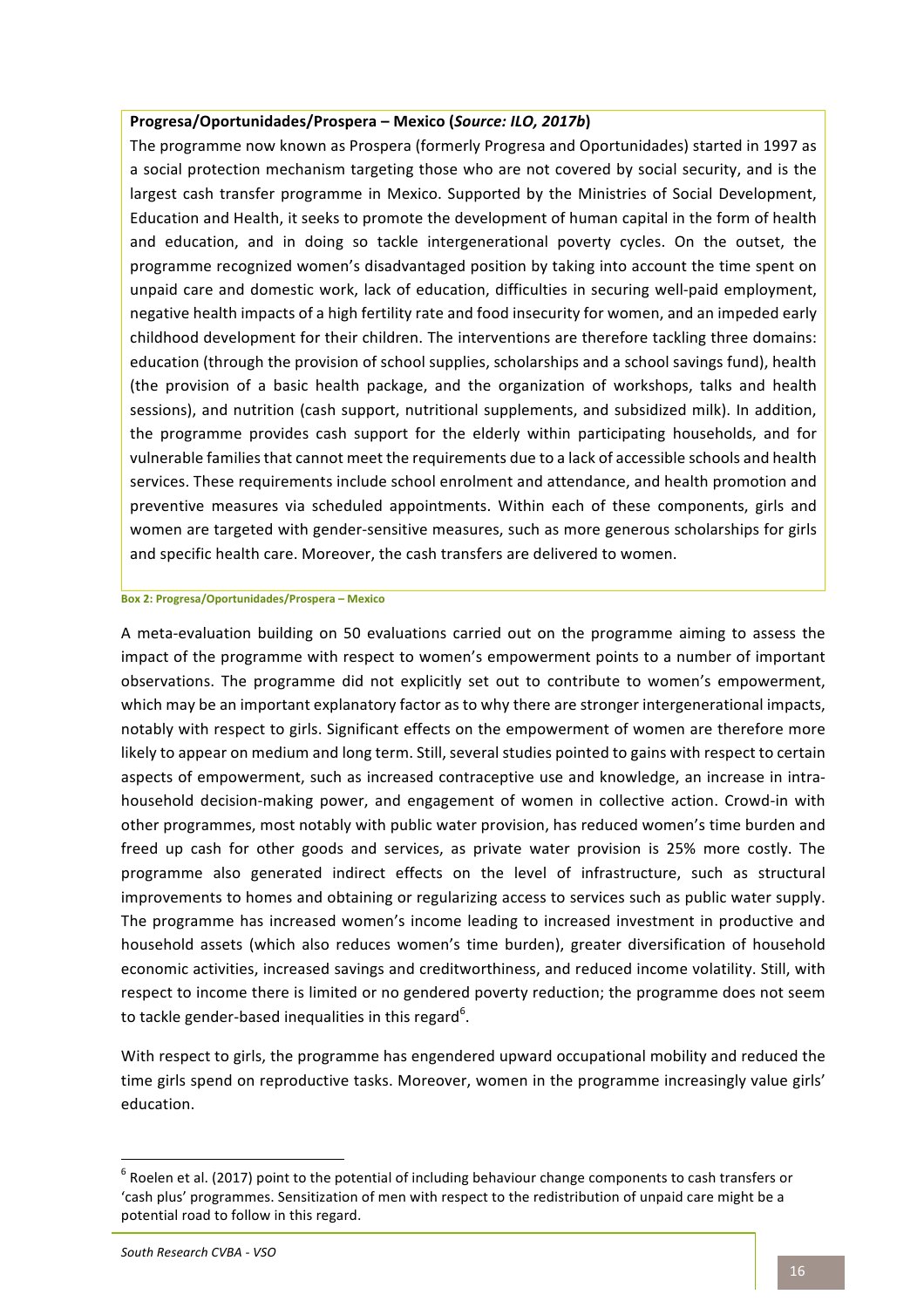**Progresa/Oportunidades/Prospera – Mexico (*Source: ILO, 2017b*)**

The programme now known as Prospera (formerly Progresa and Oportunidades) started in 1997 as a social protection mechanism targeting those who are not covered by social security, and is the largest cash transfer programme in Mexico. Supported by the Ministries of Social Development, Education and Health, it seeks to promote the development of human capital in the form of health and education, and in doing so tackle intergenerational poverty cycles. On the outset, the programme recognized women's disadvantaged position by taking into account the time spent on unpaid care and domestic work, lack of education, difficulties in securing well-paid employment, negative health impacts of a high fertility rate and food insecurity for women, and an impeded early childhood development for their children. The interventions are therefore tackling three domains: education (through the provision of school supplies, scholarships and a school savings fund), health (the provision of a basic health package, and the organization of workshops, talks and health sessions), and nutrition (cash support, nutritional supplements, and subsidized milk). In addition, the programme provides cash support for the elderly within participating households, and for vulnerable families that cannot meet the requirements due to a lack of accessible schools and health services. These requirements include school enrolment and attendance, and health promotion and preventive measures via scheduled appointments. Within each of these components, girls and women are targeted with gender-sensitive measures, such as more generous scholarships for girls and specific health care. Moreover, the cash transfers are delivered to women.

**Box 2: Progresa/Oportunidades/Prospera – Mexico**

A meta-evaluation building on 50 evaluations carried out on the programme aiming to assess the impact of the programme with respect to women's empowerment points to a number of important observations. The programme did not explicitly set out to contribute to women's empowerment, which may be an important explanatory factor as to why there are stronger intergenerational impacts, notably with respect to girls. Significant effects on the empowerment of women are therefore more likely to appear on medium and long term. Still, several studies pointed to gains with respect to certain aspects of empowerment, such as increased contraceptive use and knowledge, an increase in intra-household decision-making power, and engagement of women in collective action. Crowd-in with other programmes, most notably with public water provision, has reduced women's time burden and freed up cash for other goods and services, as private water provision is 25% more costly. The programme also generated indirect effects on the level of infrastructure, such as structural improvements to homes and obtaining or regularizing access to services such as public water supply. The programme has increased women's income leading to increased investment in productive and household assets (which also reduces women's time burden), greater diversification of household economic activities, increased savings and creditworthiness, and reduced income volatility. Still, with respect to income there is limited or no gendered poverty reduction; the programme does not seem to tackle gender-based inequalities in this regard[6].

With respect to girls, the programme has engendered upward occupational mobility and reduced the time girls spend on reproductive tasks. Moreover, women in the programme increasingly value girls' education.

---

[6] Roelen et al. (2017) point to the potential of including behaviour change components to cash transfers or 'cash plus' programmes. Sensitization of men with respect to the redistribution of unpaid care might be a potential road to follow in this regard.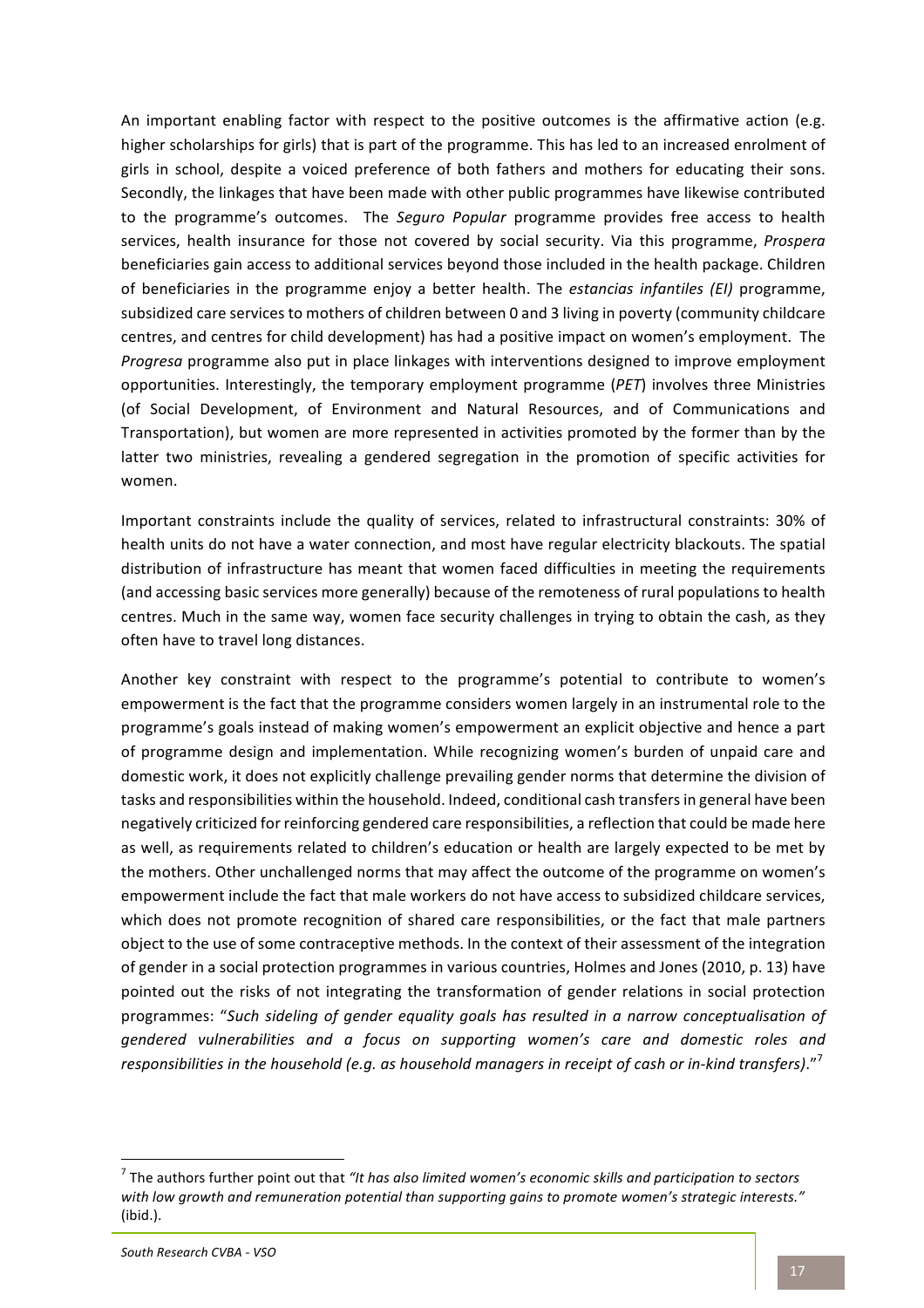An important enabling factor with respect to the positive outcomes is the affirmative action (e.g. higher scholarships for girls) that is part of the programme. This has led to an increased enrolment of girls in school, despite a voiced preference of both fathers and mothers for educating their sons. Secondly, the linkages that have been made with other public programmes have likewise contributed to the programme's outcomes. The *Seguro Popular* programme provides free access to health services, health insurance for those not covered by social security. Via this programme, *Prospera* beneficiaries gain access to additional services beyond those included in the health package. Children of beneficiaries in the programme enjoy a better health. The *estancias infantiles (EI)* programme, subsidized care services to mothers of children between 0 and 3 living in poverty (community childcare centres, and centres for child development) has had a positive impact on women's employment. The *Progresa* programme also put in place linkages with interventions designed to improve employment opportunities. Interestingly, the temporary employment programme (*PET*) involves three Ministries (of Social Development, of Environment and Natural Resources, and of Communications and Transportation), but women are more represented in activities promoted by the former than by the latter two ministries, revealing a gendered segregation in the promotion of specific activities for women.

Important constraints include the quality of services, related to infrastructural constraints: 30% of health units do not have a water connection, and most have regular electricity blackouts. The spatial distribution of infrastructure has meant that women faced difficulties in meeting the requirements (and accessing basic services more generally) because of the remoteness of rural populations to health centres. Much in the same way, women face security challenges in trying to obtain the cash, as they often have to travel long distances.

Another key constraint with respect to the programme's potential to contribute to women's empowerment is the fact that the programme considers women largely in an instrumental role to the programme's goals instead of making women's empowerment an explicit objective and hence a part of programme design and implementation. While recognizing women's burden of unpaid care and domestic work, it does not explicitly challenge prevailing gender norms that determine the division of tasks and responsibilities within the household. Indeed, conditional cash transfers in general have been negatively criticized for reinforcing gendered care responsibilities, a reflection that could be made here as well, as requirements related to children's education or health are largely expected to be met by the mothers. Other unchallenged norms that may affect the outcome of the programme on women's empowerment include the fact that male workers do not have access to subsidized childcare services, which does not promote recognition of shared care responsibilities, or the fact that male partners object to the use of some contraceptive methods. In the context of their assessment of the integration of gender in a social protection programmes in various countries, Holmes and Jones (2010, p. 13) have pointed out the risks of not integrating the transformation of gender relations in social protection programmes: "*Such sideling of gender equality goals has resulted in a narrow conceptualisation of gendered vulnerabilities and a focus on supporting women's care and domestic roles and responsibilities in the household (e.g. as household managers in receipt of cash or in-kind transfers)*."[7]

---

[7] The authors further point out that *"It has also limited women's economic skills and participation to sectors with low growth and remuneration potential than supporting gains to promote women's strategic interests."* (ibid.).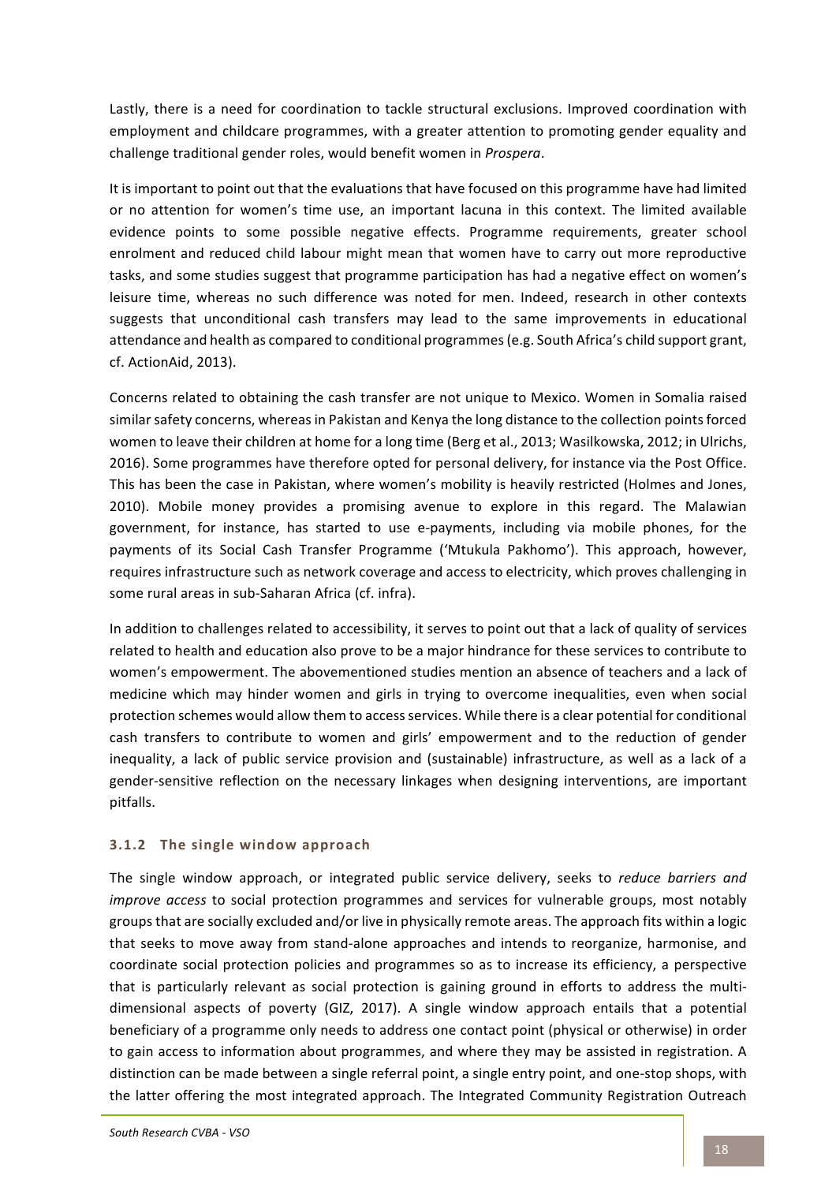Lastly, there is a need for coordination to tackle structural exclusions. Improved coordination with employment and childcare programmes, with a greater attention to promoting gender equality and challenge traditional gender roles, would benefit women in *Prospera*.

It is important to point out that the evaluations that have focused on this programme have had limited or no attention for women's time use, an important lacuna in this context. The limited available evidence points to some possible negative effects. Programme requirements, greater school enrolment and reduced child labour might mean that women have to carry out more reproductive tasks, and some studies suggest that programme participation has had a negative effect on women's leisure time, whereas no such difference was noted for men. Indeed, research in other contexts suggests that unconditional cash transfers may lead to the same improvements in educational attendance and health as compared to conditional programmes (e.g. South Africa's child support grant, cf. ActionAid, 2013).

Concerns related to obtaining the cash transfer are not unique to Mexico. Women in Somalia raised similar safety concerns, whereas in Pakistan and Kenya the long distance to the collection points forced women to leave their children at home for a long time (Berg et al., 2013; Wasilkowska, 2012; in Ulrichs, 2016). Some programmes have therefore opted for personal delivery, for instance via the Post Office. This has been the case in Pakistan, where women's mobility is heavily restricted (Holmes and Jones, 2010). Mobile money provides a promising avenue to explore in this regard. The Malawian government, for instance, has started to use e-payments, including via mobile phones, for the payments of its Social Cash Transfer Programme ('Mtukula Pakhomo'). This approach, however, requires infrastructure such as network coverage and access to electricity, which proves challenging in some rural areas in sub-Saharan Africa (cf. infra).

In addition to challenges related to accessibility, it serves to point out that a lack of quality of services related to health and education also prove to be a major hindrance for these services to contribute to women's empowerment. The abovementioned studies mention an absence of teachers and a lack of medicine which may hinder women and girls in trying to overcome inequalities, even when social protection schemes would allow them to access services. While there is a clear potential for conditional cash transfers to contribute to women and girls' empowerment and to the reduction of gender inequality, a lack of public service provision and (sustainable) infrastructure, as well as a lack of a gender-sensitive reflection on the necessary linkages when designing interventions, are important pitfalls.

### 3.1.2 The single window approach

The single window approach, or integrated public service delivery, seeks to *reduce barriers and improve access* to social protection programmes and services for vulnerable groups, most notably groups that are socially excluded and/or live in physically remote areas. The approach fits within a logic that seeks to move away from stand-alone approaches and intends to reorganize, harmonise, and coordinate social protection policies and programmes so as to increase its efficiency, a perspective that is particularly relevant as social protection is gaining ground in efforts to address the multi-dimensional aspects of poverty (GIZ, 2017). A single window approach entails that a potential beneficiary of a programme only needs to address one contact point (physical or otherwise) in order to gain access to information about programmes, and where they may be assisted in registration. A distinction can be made between a single referral point, a single entry point, and one-stop shops, with the latter offering the most integrated approach. The Integrated Community Registration Outreach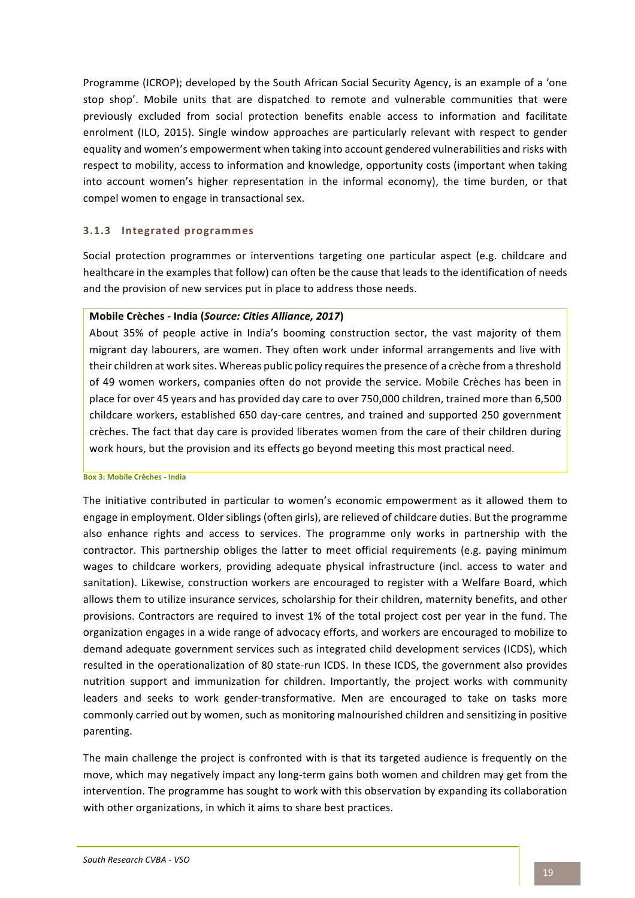Programme (ICROP); developed by the South African Social Security Agency, is an example of a 'one stop shop'. Mobile units that are dispatched to remote and vulnerable communities that were previously excluded from social protection benefits enable access to information and facilitate enrolment (ILO, 2015). Single window approaches are particularly relevant with respect to gender equality and women's empowerment when taking into account gendered vulnerabilities and risks with respect to mobility, access to information and knowledge, opportunity costs (important when taking into account women's higher representation in the informal economy), the time burden, or that compel women to engage in transactional sex.

### 3.1.3 Integrated programmes

Social protection programmes or interventions targeting one particular aspect (e.g. childcare and healthcare in the examples that follow) can often be the cause that leads to the identification of needs and the provision of new services put in place to address those needs.

**Mobile Crèches - India (*Source: Cities Alliance, 2017*)**

About 35% of people active in India's booming construction sector, the vast majority of them migrant day labourers, are women. They often work under informal arrangements and live with their children at work sites. Whereas public policy requires the presence of a crèche from a threshold of 49 women workers, companies often do not provide the service. Mobile Crèches has been in place for over 45 years and has provided day care to over 750,000 children, trained more than 6,500 childcare workers, established 650 day-care centres, and trained and supported 250 government crèches. The fact that day care is provided liberates women from the care of their children during work hours, but the provision and its effects go beyond meeting this most practical need.

**Box 3: Mobile Crèches - India**

The initiative contributed in particular to women's economic empowerment as it allowed them to engage in employment. Older siblings (often girls), are relieved of childcare duties. But the programme also enhance rights and access to services. The programme only works in partnership with the contractor. This partnership obliges the latter to meet official requirements (e.g. paying minimum wages to childcare workers, providing adequate physical infrastructure (incl. access to water and sanitation). Likewise, construction workers are encouraged to register with a Welfare Board, which allows them to utilize insurance services, scholarship for their children, maternity benefits, and other provisions. Contractors are required to invest 1% of the total project cost per year in the fund. The organization engages in a wide range of advocacy efforts, and workers are encouraged to mobilize to demand adequate government services such as integrated child development services (ICDS), which resulted in the operationalization of 80 state-run ICDS. In these ICDS, the government also provides nutrition support and immunization for children. Importantly, the project works with community leaders and seeks to work gender-transformative. Men are encouraged to take on tasks more commonly carried out by women, such as monitoring malnourished children and sensitizing in positive parenting.

The main challenge the project is confronted with is that its targeted audience is frequently on the move, which may negatively impact any long-term gains both women and children may get from the intervention. The programme has sought to work with this observation by expanding its collaboration with other organizations, in which it aims to share best practices.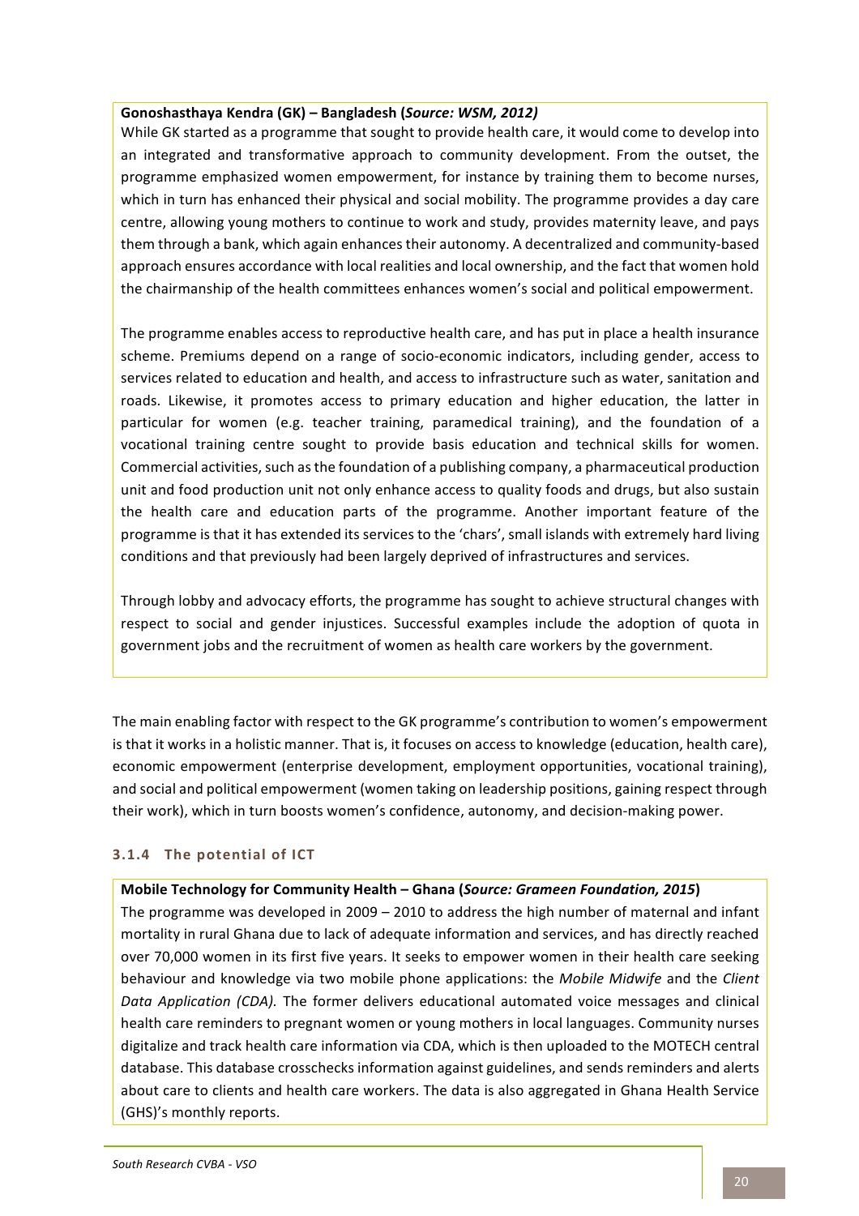**Gonoshasthaya Kendra (GK) – Bangladesh (*Source: WSM, 2012*)**

While GK started as a programme that sought to provide health care, it would come to develop into an integrated and transformative approach to community development. From the outset, the programme emphasized women empowerment, for instance by training them to become nurses, which in turn has enhanced their physical and social mobility. The programme provides a day care centre, allowing young mothers to continue to work and study, provides maternity leave, and pays them through a bank, which again enhances their autonomy. A decentralized and community-based approach ensures accordance with local realities and local ownership, and the fact that women hold the chairmanship of the health committees enhances women's social and political empowerment.

The programme enables access to reproductive health care, and has put in place a health insurance scheme. Premiums depend on a range of socio-economic indicators, including gender, access to services related to education and health, and access to infrastructure such as water, sanitation and roads. Likewise, it promotes access to primary education and higher education, the latter in particular for women (e.g. teacher training, paramedical training), and the foundation of a vocational training centre sought to provide basis education and technical skills for women. Commercial activities, such as the foundation of a publishing company, a pharmaceutical production unit and food production unit not only enhance access to quality foods and drugs, but also sustain the health care and education parts of the programme. Another important feature of the programme is that it has extended its services to the 'chars', small islands with extremely hard living conditions and that previously had been largely deprived of infrastructures and services.

Through lobby and advocacy efforts, the programme has sought to achieve structural changes with respect to social and gender injustices. Successful examples include the adoption of quota in government jobs and the recruitment of women as health care workers by the government.

The main enabling factor with respect to the GK programme's contribution to women's empowerment is that it works in a holistic manner. That is, it focuses on access to knowledge (education, health care), economic empowerment (enterprise development, employment opportunities, vocational training), and social and political empowerment (women taking on leadership positions, gaining respect through their work), which in turn boosts women's confidence, autonomy, and decision-making power.

### 3.1.4 The potential of ICT

**Mobile Technology for Community Health – Ghana (*Source: Grameen Foundation, 2015*)**

The programme was developed in 2009 – 2010 to address the high number of maternal and infant mortality in rural Ghana due to lack of adequate information and services, and has directly reached over 70,000 women in its first five years. It seeks to empower women in their health care seeking behaviour and knowledge via two mobile phone applications: the *Mobile Midwife* and the *Client Data Application (CDA).* The former delivers educational automated voice messages and clinical health care reminders to pregnant women or young mothers in local languages. Community nurses digitalize and track health care information via CDA, which is then uploaded to the MOTECH central database. This database crosschecks information against guidelines, and sends reminders and alerts about care to clients and health care workers. The data is also aggregated in Ghana Health Service (GHS)'s monthly reports.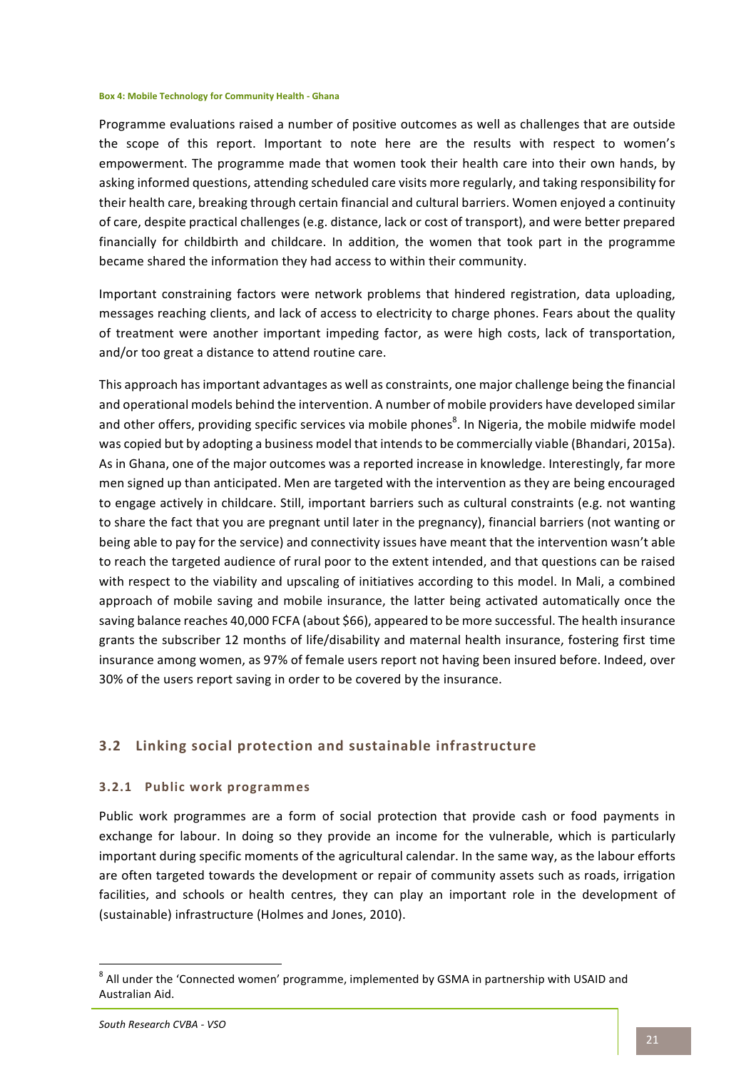**Box 4: Mobile Technology for Community Health - Ghana**

Programme evaluations raised a number of positive outcomes as well as challenges that are outside the scope of this report. Important to note here are the results with respect to women's empowerment. The programme made that women took their health care into their own hands, by asking informed questions, attending scheduled care visits more regularly, and taking responsibility for their health care, breaking through certain financial and cultural barriers. Women enjoyed a continuity of care, despite practical challenges (e.g. distance, lack or cost of transport), and were better prepared financially for childbirth and childcare. In addition, the women that took part in the programme became shared the information they had access to within their community.

Important constraining factors were network problems that hindered registration, data uploading, messages reaching clients, and lack of access to electricity to charge phones. Fears about the quality of treatment were another important impeding factor, as were high costs, lack of transportation, and/or too great a distance to attend routine care.

This approach has important advantages as well as constraints, one major challenge being the financial and operational models behind the intervention. A number of mobile providers have developed similar and other offers, providing specific services via mobile phones[8]. In Nigeria, the mobile midwife model was copied but by adopting a business model that intends to be commercially viable (Bhandari, 2015a). As in Ghana, one of the major outcomes was a reported increase in knowledge. Interestingly, far more men signed up than anticipated. Men are targeted with the intervention as they are being encouraged to engage actively in childcare. Still, important barriers such as cultural constraints (e.g. not wanting to share the fact that you are pregnant until later in the pregnancy), financial barriers (not wanting or being able to pay for the service) and connectivity issues have meant that the intervention wasn't able to reach the targeted audience of rural poor to the extent intended, and that questions can be raised with respect to the viability and upscaling of initiatives according to this model. In Mali, a combined approach of mobile saving and mobile insurance, the latter being activated automatically once the saving balance reaches 40,000 FCFA (about $66), appeared to be more successful. The health insurance grants the subscriber 12 months of life/disability and maternal health insurance, fostering first time insurance among women, as 97% of female users report not having been insured before. Indeed, over 30% of the users report saving in order to be covered by the insurance.

## 3.2 Linking social protection and sustainable infrastructure

### 3.2.1 Public work programmes

Public work programmes are a form of social protection that provide cash or food payments in exchange for labour. In doing so they provide an income for the vulnerable, which is particularly important during specific moments of the agricultural calendar. In the same way, as the labour efforts are often targeted towards the development or repair of community assets such as roads, irrigation facilities, and schools or health centres, they can play an important role in the development of (sustainable) infrastructure (Holmes and Jones, 2010).

[8] All under the 'Connected women' programme, implemented by GSMA in partnership with USAID and Australian Aid.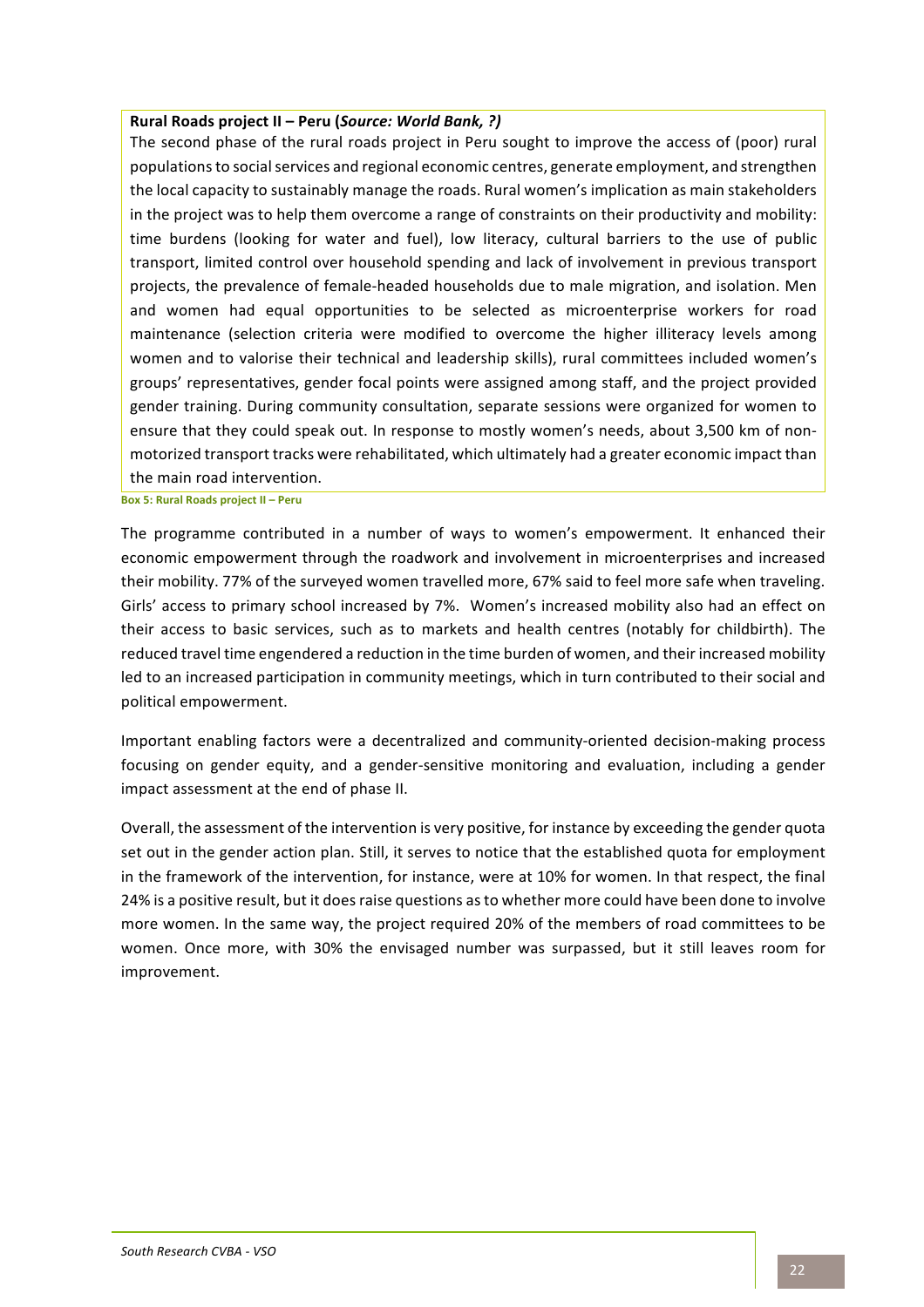**Rural Roads project II – Peru (*Source: World Bank, ?)***

The second phase of the rural roads project in Peru sought to improve the access of (poor) rural populations to social services and regional economic centres, generate employment, and strengthen the local capacity to sustainably manage the roads. Rural women's implication as main stakeholders in the project was to help them overcome a range of constraints on their productivity and mobility: time burdens (looking for water and fuel), low literacy, cultural barriers to the use of public transport, limited control over household spending and lack of involvement in previous transport projects, the prevalence of female-headed households due to male migration, and isolation. Men and women had equal opportunities to be selected as microenterprise workers for road maintenance (selection criteria were modified to overcome the higher illiteracy levels among women and to valorise their technical and leadership skills), rural committees included women's groups' representatives, gender focal points were assigned among staff, and the project provided gender training. During community consultation, separate sessions were organized for women to ensure that they could speak out. In response to mostly women's needs, about 3,500 km of non-motorized transport tracks were rehabilitated, which ultimately had a greater economic impact than the main road intervention.

**Box 5: Rural Roads project II – Peru**

The programme contributed in a number of ways to women's empowerment. It enhanced their economic empowerment through the roadwork and involvement in microenterprises and increased their mobility. 77% of the surveyed women travelled more, 67% said to feel more safe when traveling. Girls' access to primary school increased by 7%. Women's increased mobility also had an effect on their access to basic services, such as to markets and health centres (notably for childbirth). The reduced travel time engendered a reduction in the time burden of women, and their increased mobility led to an increased participation in community meetings, which in turn contributed to their social and political empowerment.

Important enabling factors were a decentralized and community-oriented decision-making process focusing on gender equity, and a gender-sensitive monitoring and evaluation, including a gender impact assessment at the end of phase II.

Overall, the assessment of the intervention is very positive, for instance by exceeding the gender quota set out in the gender action plan. Still, it serves to notice that the established quota for employment in the framework of the intervention, for instance, were at 10% for women. In that respect, the final 24% is a positive result, but it does raise questions as to whether more could have been done to involve more women. In the same way, the project required 20% of the members of road committees to be women. Once more, with 30% the envisaged number was surpassed, but it still leaves room for improvement.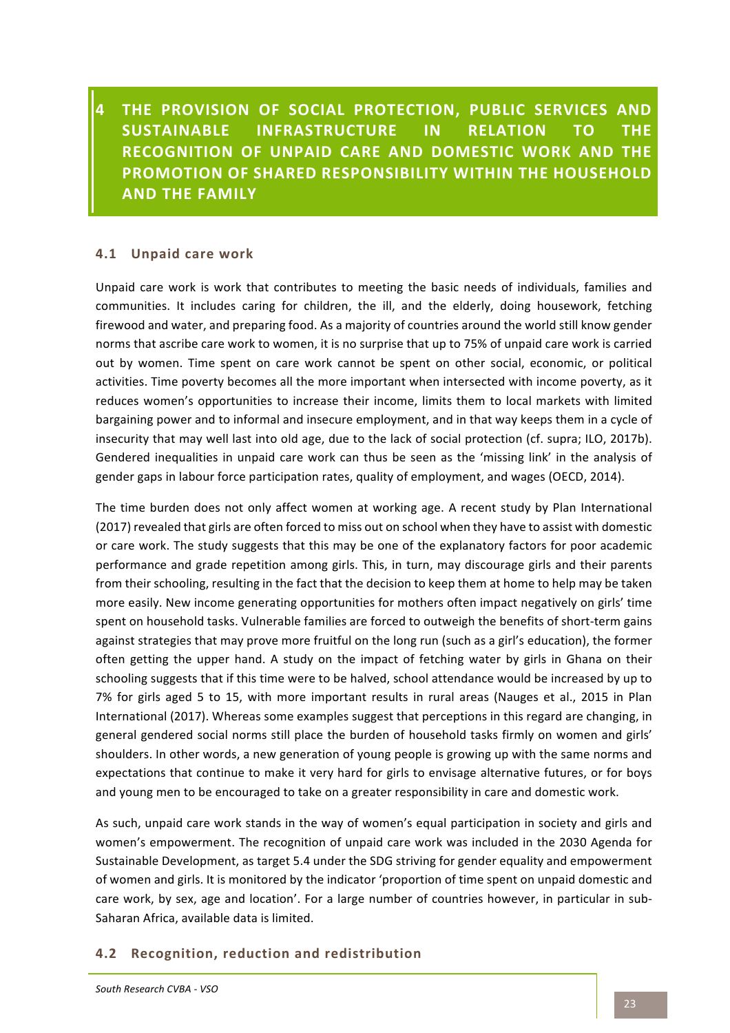# 4 THE PROVISION OF SOCIAL PROTECTION, PUBLIC SERVICES AND SUSTAINABLE INFRASTRUCTURE IN RELATION TO THE RECOGNITION OF UNPAID CARE AND DOMESTIC WORK AND THE PROMOTION OF SHARED RESPONSIBILITY WITHIN THE HOUSEHOLD AND THE FAMILY

## 4.1 Unpaid care work

Unpaid care work is work that contributes to meeting the basic needs of individuals, families and communities. It includes caring for children, the ill, and the elderly, doing housework, fetching firewood and water, and preparing food. As a majority of countries around the world still know gender norms that ascribe care work to women, it is no surprise that up to 75% of unpaid care work is carried out by women. Time spent on care work cannot be spent on other social, economic, or political activities. Time poverty becomes all the more important when intersected with income poverty, as it reduces women's opportunities to increase their income, limits them to local markets with limited bargaining power and to informal and insecure employment, and in that way keeps them in a cycle of insecurity that may well last into old age, due to the lack of social protection (cf. supra; ILO, 2017b). Gendered inequalities in unpaid care work can thus be seen as the 'missing link' in the analysis of gender gaps in labour force participation rates, quality of employment, and wages (OECD, 2014).

The time burden does not only affect women at working age. A recent study by Plan International (2017) revealed that girls are often forced to miss out on school when they have to assist with domestic or care work. The study suggests that this may be one of the explanatory factors for poor academic performance and grade repetition among girls. This, in turn, may discourage girls and their parents from their schooling, resulting in the fact that the decision to keep them at home to help may be taken more easily. New income generating opportunities for mothers often impact negatively on girls' time spent on household tasks. Vulnerable families are forced to outweigh the benefits of short-term gains against strategies that may prove more fruitful on the long run (such as a girl's education), the former often getting the upper hand. A study on the impact of fetching water by girls in Ghana on their schooling suggests that if this time were to be halved, school attendance would be increased by up to 7% for girls aged 5 to 15, with more important results in rural areas (Nauges et al., 2015 in Plan International (2017). Whereas some examples suggest that perceptions in this regard are changing, in general gendered social norms still place the burden of household tasks firmly on women and girls' shoulders. In other words, a new generation of young people is growing up with the same norms and expectations that continue to make it very hard for girls to envisage alternative futures, or for boys and young men to be encouraged to take on a greater responsibility in care and domestic work.

As such, unpaid care work stands in the way of women's equal participation in society and girls and women's empowerment. The recognition of unpaid care work was included in the 2030 Agenda for Sustainable Development, as target 5.4 under the SDG striving for gender equality and empowerment of women and girls. It is monitored by the indicator 'proportion of time spent on unpaid domestic and care work, by sex, age and location'. For a large number of countries however, in particular in sub-Saharan Africa, available data is limited.

## 4.2 Recognition, reduction and redistribution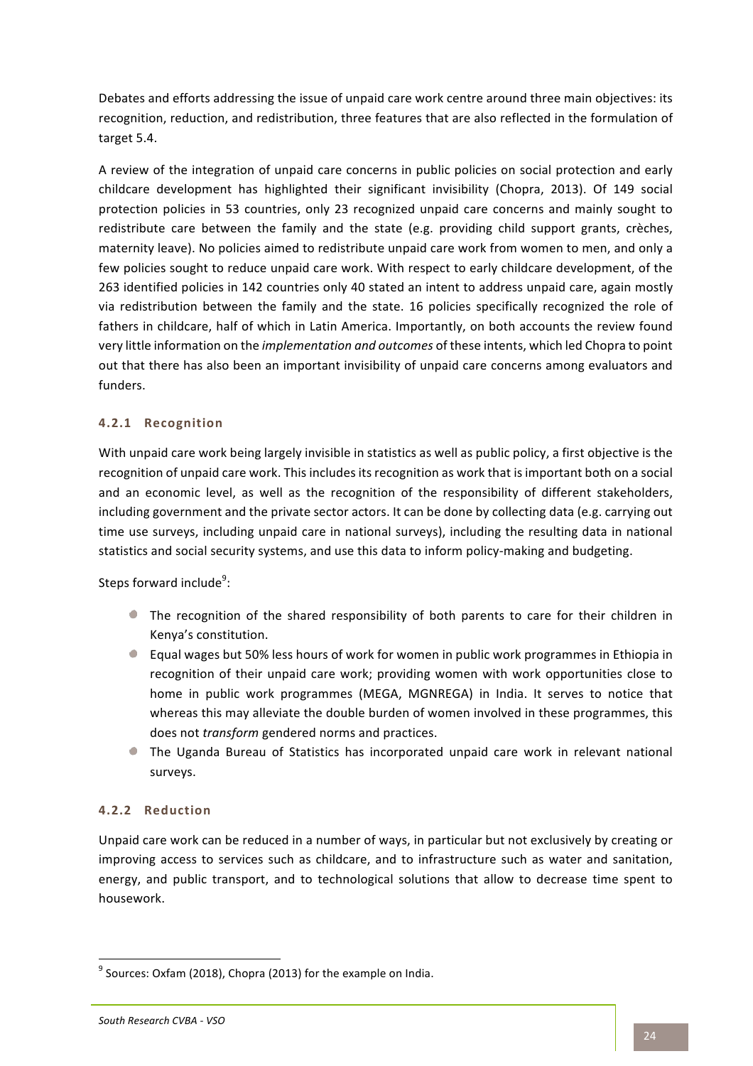Debates and efforts addressing the issue of unpaid care work centre around three main objectives: its recognition, reduction, and redistribution, three features that are also reflected in the formulation of target 5.4.

A review of the integration of unpaid care concerns in public policies on social protection and early childcare development has highlighted their significant invisibility (Chopra, 2013). Of 149 social protection policies in 53 countries, only 23 recognized unpaid care concerns and mainly sought to redistribute care between the family and the state (e.g. providing child support grants, crèches, maternity leave). No policies aimed to redistribute unpaid care work from women to men, and only a few policies sought to reduce unpaid care work. With respect to early childcare development, of the 263 identified policies in 142 countries only 40 stated an intent to address unpaid care, again mostly via redistribution between the family and the state. 16 policies specifically recognized the role of fathers in childcare, half of which in Latin America. Importantly, on both accounts the review found very little information on the *implementation and outcomes* of these intents, which led Chopra to point out that there has also been an important invisibility of unpaid care concerns among evaluators and funders.

### 4.2.1 Recognition

With unpaid care work being largely invisible in statistics as well as public policy, a first objective is the recognition of unpaid care work. This includes its recognition as work that is important both on a social and an economic level, as well as the recognition of the responsibility of different stakeholders, including government and the private sector actors. It can be done by collecting data (e.g. carrying out time use surveys, including unpaid care in national surveys), including the resulting data in national statistics and social security systems, and use this data to inform policy-making and budgeting.

Steps forward include[9]:

- The recognition of the shared responsibility of both parents to care for their children in Kenya's constitution.
- Equal wages but 50% less hours of work for women in public work programmes in Ethiopia in recognition of their unpaid care work; providing women with work opportunities close to home in public work programmes (MEGA, MGNREGA) in India. It serves to notice that whereas this may alleviate the double burden of women involved in these programmes, this does not *transform* gendered norms and practices.
- The Uganda Bureau of Statistics has incorporated unpaid care work in relevant national surveys.

### 4.2.2 Reduction

Unpaid care work can be reduced in a number of ways, in particular but not exclusively by creating or improving access to services such as childcare, and to infrastructure such as water and sanitation, energy, and public transport, and to technological solutions that allow to decrease time spent to housework.

[9] Sources: Oxfam (2018), Chopra (2013) for the example on India.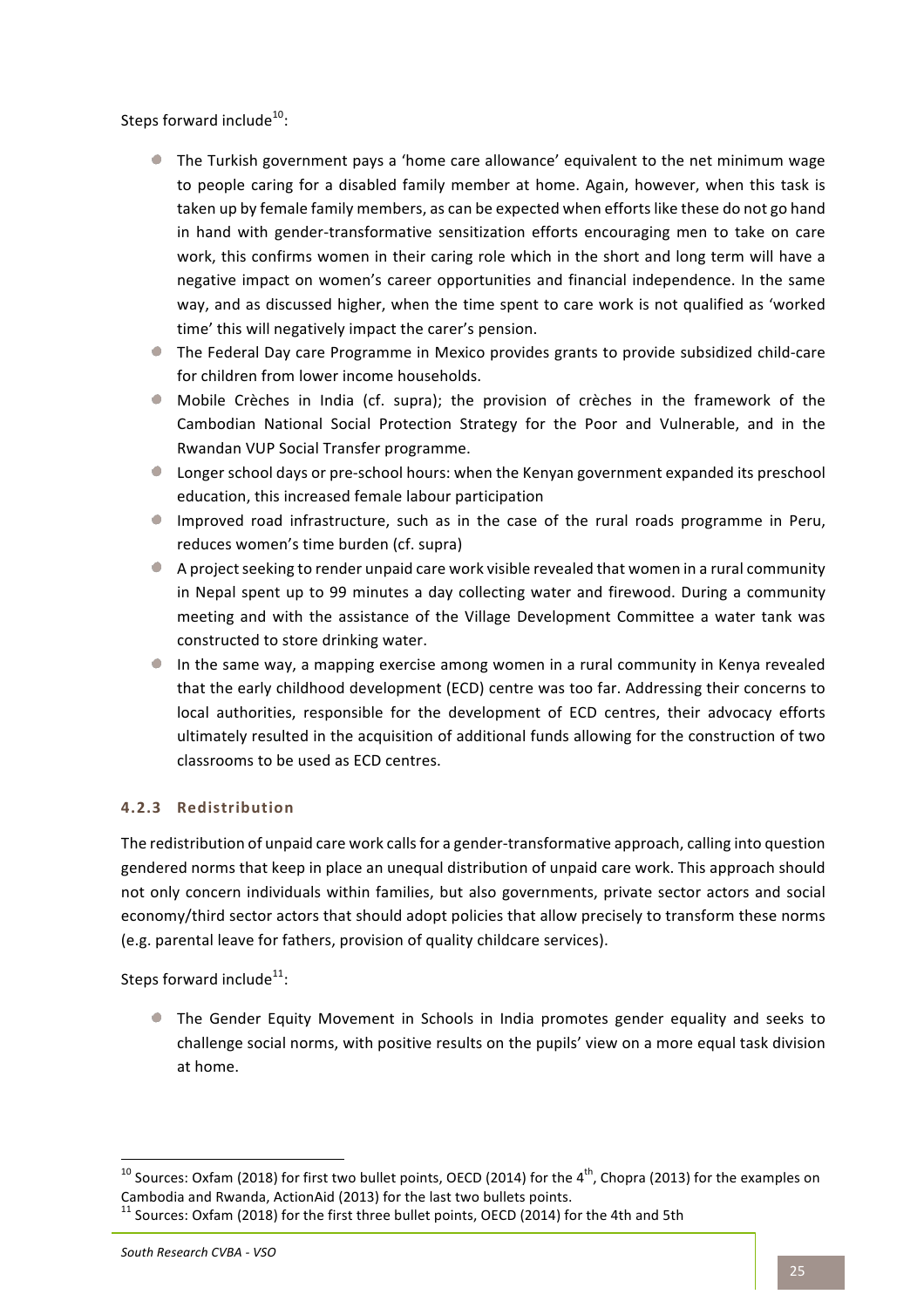Steps forward include[10]:

- The Turkish government pays a 'home care allowance' equivalent to the net minimum wage to people caring for a disabled family member at home. Again, however, when this task is taken up by female family members, as can be expected when efforts like these do not go hand in hand with gender-transformative sensitization efforts encouraging men to take on care work, this confirms women in their caring role which in the short and long term will have a negative impact on women's career opportunities and financial independence. In the same way, and as discussed higher, when the time spent to care work is not qualified as 'worked time' this will negatively impact the carer's pension.
- The Federal Day care Programme in Mexico provides grants to provide subsidized child-care for children from lower income households.
- Mobile Crèches in India (cf. supra); the provision of crèches in the framework of the Cambodian National Social Protection Strategy for the Poor and Vulnerable, and in the Rwandan VUP Social Transfer programme.
- Longer school days or pre-school hours: when the Kenyan government expanded its preschool education, this increased female labour participation
- Improved road infrastructure, such as in the case of the rural roads programme in Peru, reduces women's time burden (cf. supra)
- A project seeking to render unpaid care work visible revealed that women in a rural community in Nepal spent up to 99 minutes a day collecting water and firewood. During a community meeting and with the assistance of the Village Development Committee a water tank was constructed to store drinking water.
- In the same way, a mapping exercise among women in a rural community in Kenya revealed that the early childhood development (ECD) centre was too far. Addressing their concerns to local authorities, responsible for the development of ECD centres, their advocacy efforts ultimately resulted in the acquisition of additional funds allowing for the construction of two classrooms to be used as ECD centres.

### 4.2.3 Redistribution

The redistribution of unpaid care work calls for a gender-transformative approach, calling into question gendered norms that keep in place an unequal distribution of unpaid care work. This approach should not only concern individuals within families, but also governments, private sector actors and social economy/third sector actors that should adopt policies that allow precisely to transform these norms (e.g. parental leave for fathers, provision of quality childcare services).

Steps forward include[11]:

- The Gender Equity Movement in Schools in India promotes gender equality and seeks to challenge social norms, with positive results on the pupils' view on a more equal task division at home.

---

[10] Sources: Oxfam (2018) for first two bullet points, OECD (2014) for the 4th, Chopra (2013) for the examples on Cambodia and Rwanda, ActionAid (2013) for the last two bullets points.

[11] Sources: Oxfam (2018) for the first three bullet points, OECD (2014) for the 4th and 5th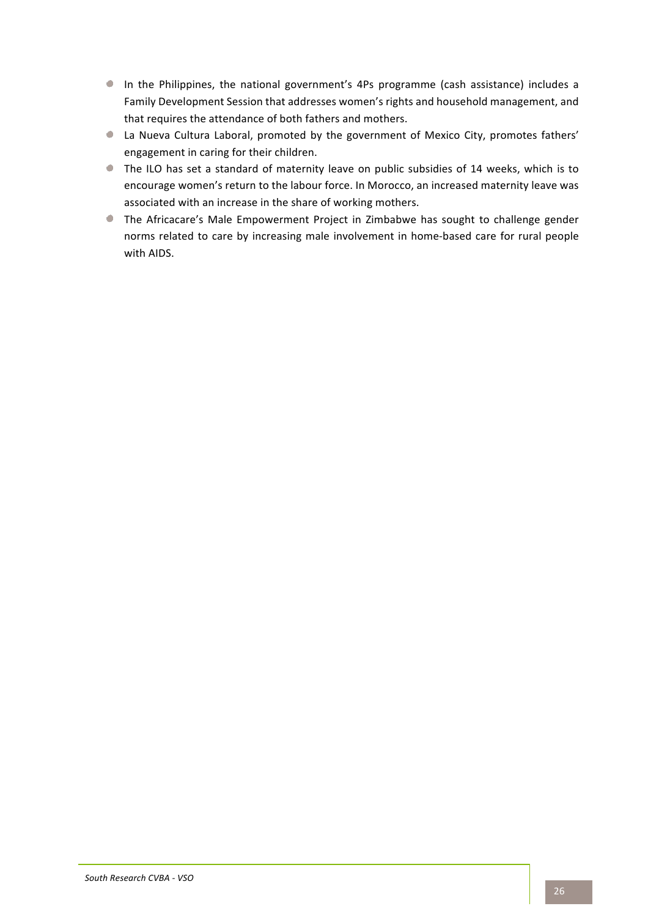- In the Philippines, the national government's 4Ps programme (cash assistance) includes a Family Development Session that addresses women's rights and household management, and that requires the attendance of both fathers and mothers.
- La Nueva Cultura Laboral, promoted by the government of Mexico City, promotes fathers' engagement in caring for their children.
- The ILO has set a standard of maternity leave on public subsidies of 14 weeks, which is to encourage women's return to the labour force. In Morocco, an increased maternity leave was associated with an increase in the share of working mothers.
- The Africacare's Male Empowerment Project in Zimbabwe has sought to challenge gender norms related to care by increasing male involvement in home-based care for rural people with AIDS.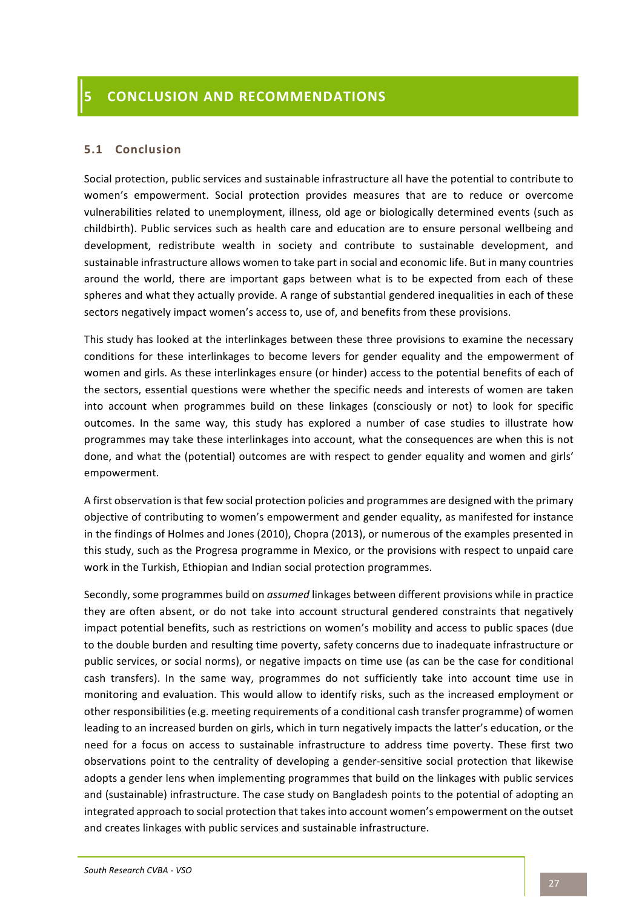# 5 CONCLUSION AND RECOMMENDATIONS

## 5.1 Conclusion

Social protection, public services and sustainable infrastructure all have the potential to contribute to women's empowerment. Social protection provides measures that are to reduce or overcome vulnerabilities related to unemployment, illness, old age or biologically determined events (such as childbirth). Public services such as health care and education are to ensure personal wellbeing and development, redistribute wealth in society and contribute to sustainable development, and sustainable infrastructure allows women to take part in social and economic life. But in many countries around the world, there are important gaps between what is to be expected from each of these spheres and what they actually provide. A range of substantial gendered inequalities in each of these sectors negatively impact women's access to, use of, and benefits from these provisions.

This study has looked at the interlinkages between these three provisions to examine the necessary conditions for these interlinkages to become levers for gender equality and the empowerment of women and girls. As these interlinkages ensure (or hinder) access to the potential benefits of each of the sectors, essential questions were whether the specific needs and interests of women are taken into account when programmes build on these linkages (consciously or not) to look for specific outcomes. In the same way, this study has explored a number of case studies to illustrate how programmes may take these interlinkages into account, what the consequences are when this is not done, and what the (potential) outcomes are with respect to gender equality and women and girls' empowerment.

A first observation is that few social protection policies and programmes are designed with the primary objective of contributing to women's empowerment and gender equality, as manifested for instance in the findings of Holmes and Jones (2010), Chopra (2013), or numerous of the examples presented in this study, such as the Progresa programme in Mexico, or the provisions with respect to unpaid care work in the Turkish, Ethiopian and Indian social protection programmes.

Secondly, some programmes build on *assumed* linkages between different provisions while in practice they are often absent, or do not take into account structural gendered constraints that negatively impact potential benefits, such as restrictions on women's mobility and access to public spaces (due to the double burden and resulting time poverty, safety concerns due to inadequate infrastructure or public services, or social norms), or negative impacts on time use (as can be the case for conditional cash transfers). In the same way, programmes do not sufficiently take into account time use in monitoring and evaluation. This would allow to identify risks, such as the increased employment or other responsibilities (e.g. meeting requirements of a conditional cash transfer programme) of women leading to an increased burden on girls, which in turn negatively impacts the latter's education, or the need for a focus on access to sustainable infrastructure to address time poverty. These first two observations point to the centrality of developing a gender-sensitive social protection that likewise adopts a gender lens when implementing programmes that build on the linkages with public services and (sustainable) infrastructure. The case study on Bangladesh points to the potential of adopting an integrated approach to social protection that takes into account women's empowerment on the outset and creates linkages with public services and sustainable infrastructure.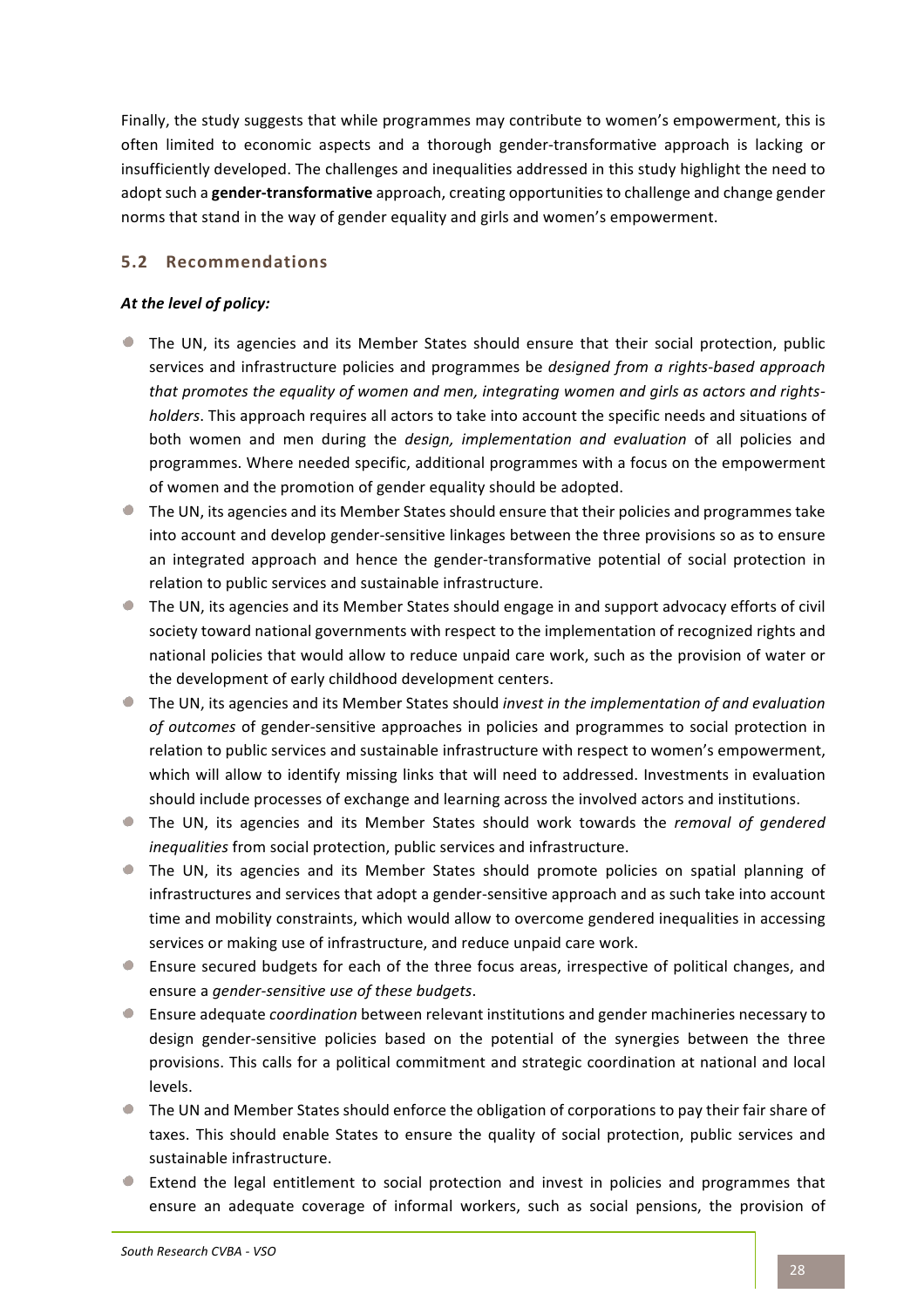Finally, the study suggests that while programmes may contribute to women's empowerment, this is often limited to economic aspects and a thorough gender-transformative approach is lacking or insufficiently developed. The challenges and inequalities addressed in this study highlight the need to adopt such a **gender-transformative** approach, creating opportunities to challenge and change gender norms that stand in the way of gender equality and girls and women's empowerment.

## 5.2 Recommendations

***At the level of policy:***

- The UN, its agencies and its Member States should ensure that their social protection, public services and infrastructure policies and programmes be *designed from a rights-based approach that promotes the equality of women and men, integrating women and girls as actors and rights-holders*. This approach requires all actors to take into account the specific needs and situations of both women and men during the *design, implementation and evaluation* of all policies and programmes. Where needed specific, additional programmes with a focus on the empowerment of women and the promotion of gender equality should be adopted.
- The UN, its agencies and its Member States should ensure that their policies and programmes take into account and develop gender-sensitive linkages between the three provisions so as to ensure an integrated approach and hence the gender-transformative potential of social protection in relation to public services and sustainable infrastructure.
- The UN, its agencies and its Member States should engage in and support advocacy efforts of civil society toward national governments with respect to the implementation of recognized rights and national policies that would allow to reduce unpaid care work, such as the provision of water or the development of early childhood development centers.
- The UN, its agencies and its Member States should *invest in the implementation of and evaluation of outcomes* of gender-sensitive approaches in policies and programmes to social protection in relation to public services and sustainable infrastructure with respect to women's empowerment, which will allow to identify missing links that will need to addressed. Investments in evaluation should include processes of exchange and learning across the involved actors and institutions.
- The UN, its agencies and its Member States should work towards the *removal of gendered inequalities* from social protection, public services and infrastructure.
- The UN, its agencies and its Member States should promote policies on spatial planning of infrastructures and services that adopt a gender-sensitive approach and as such take into account time and mobility constraints, which would allow to overcome gendered inequalities in accessing services or making use of infrastructure, and reduce unpaid care work.
- Ensure secured budgets for each of the three focus areas, irrespective of political changes, and ensure a *gender-sensitive use of these budgets*.
- Ensure adequate *coordination* between relevant institutions and gender machineries necessary to design gender-sensitive policies based on the potential of the synergies between the three provisions. This calls for a political commitment and strategic coordination at national and local levels.
- The UN and Member States should enforce the obligation of corporations to pay their fair share of taxes. This should enable States to ensure the quality of social protection, public services and sustainable infrastructure.
- Extend the legal entitlement to social protection and invest in policies and programmes that ensure an adequate coverage of informal workers, such as social pensions, the provision of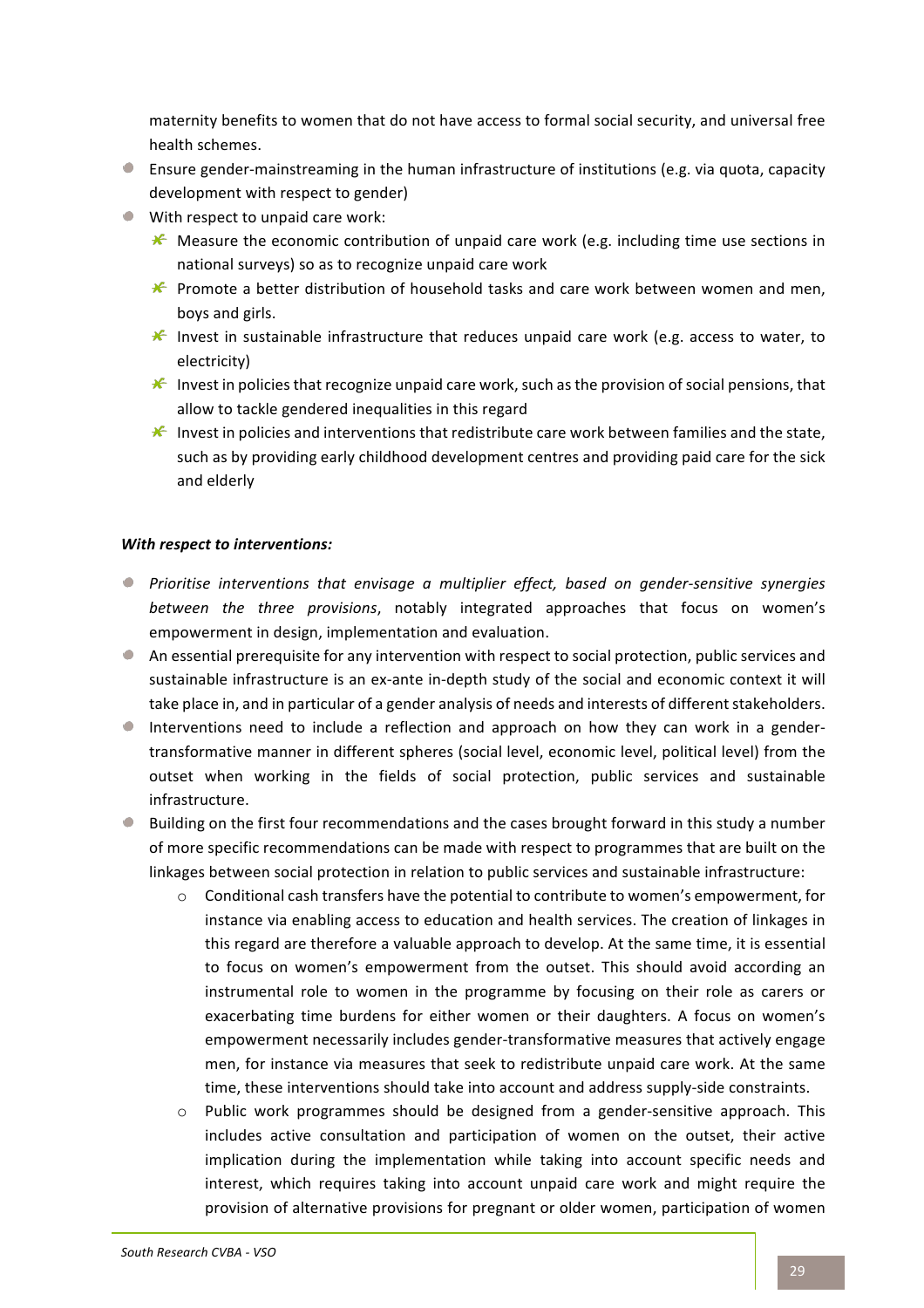maternity benefits to women that do not have access to formal social security, and universal free health schemes.

- Ensure gender-mainstreaming in the human infrastructure of institutions (e.g. via quota, capacity development with respect to gender)
- With respect to unpaid care work:
  - Measure the economic contribution of unpaid care work (e.g. including time use sections in national surveys) so as to recognize unpaid care work
  - Promote a better distribution of household tasks and care work between women and men, boys and girls.
  - Invest in sustainable infrastructure that reduces unpaid care work (e.g. access to water, to electricity)
  - Invest in policies that recognize unpaid care work, such as the provision of social pensions, that allow to tackle gendered inequalities in this regard
  - Invest in policies and interventions that redistribute care work between families and the state, such as by providing early childhood development centres and providing paid care for the sick and elderly

***With respect to interventions:***

- *Prioritise interventions that envisage a multiplier effect, based on gender-sensitive synergies between the three provisions*, notably integrated approaches that focus on women's empowerment in design, implementation and evaluation.
- An essential prerequisite for any intervention with respect to social protection, public services and sustainable infrastructure is an ex-ante in-depth study of the social and economic context it will take place in, and in particular of a gender analysis of needs and interests of different stakeholders.
- Interventions need to include a reflection and approach on how they can work in a gender-transformative manner in different spheres (social level, economic level, political level) from the outset when working in the fields of social protection, public services and sustainable infrastructure.
- Building on the first four recommendations and the cases brought forward in this study a number of more specific recommendations can be made with respect to programmes that are built on the linkages between social protection in relation to public services and sustainable infrastructure:
  - Conditional cash transfers have the potential to contribute to women's empowerment, for instance via enabling access to education and health services. The creation of linkages in this regard are therefore a valuable approach to develop. At the same time, it is essential to focus on women's empowerment from the outset. This should avoid according an instrumental role to women in the programme by focusing on their role as carers or exacerbating time burdens for either women or their daughters. A focus on women's empowerment necessarily includes gender-transformative measures that actively engage men, for instance via measures that seek to redistribute unpaid care work. At the same time, these interventions should take into account and address supply-side constraints.
  - Public work programmes should be designed from a gender-sensitive approach. This includes active consultation and participation of women on the outset, their active implication during the implementation while taking into account specific needs and interest, which requires taking into account unpaid care work and might require the provision of alternative provisions for pregnant or older women, participation of women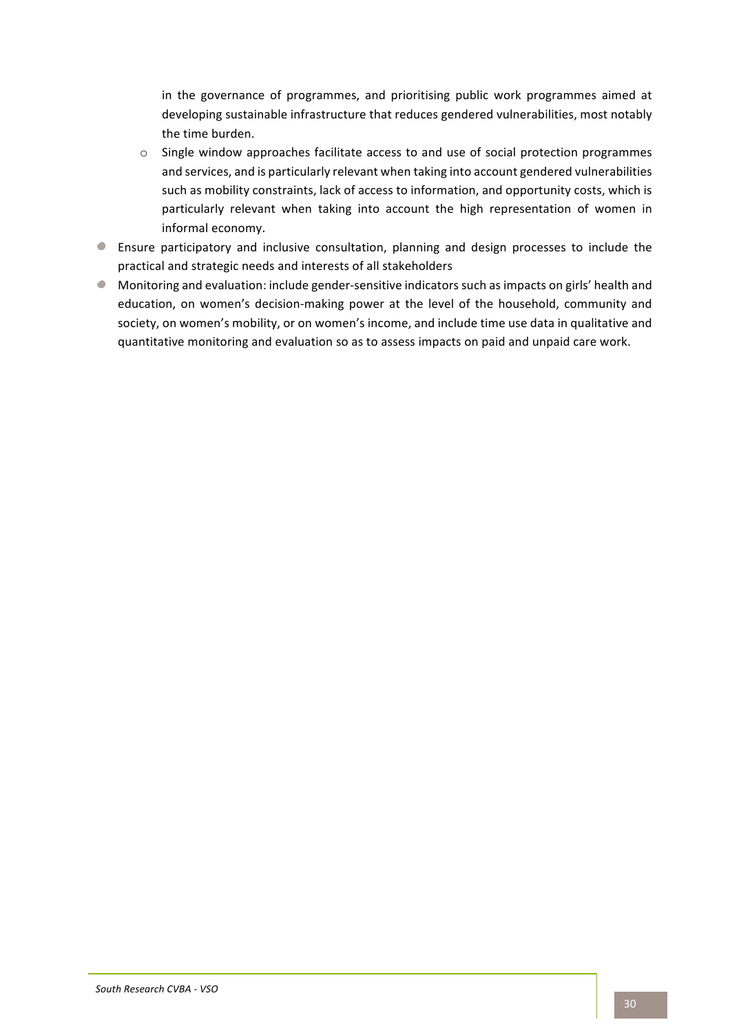in the governance of programmes, and prioritising public work programmes aimed at developing sustainable infrastructure that reduces gendered vulnerabilities, most notably the time burden.
  - Single window approaches facilitate access to and use of social protection programmes and services, and is particularly relevant when taking into account gendered vulnerabilities such as mobility constraints, lack of access to information, and opportunity costs, which is particularly relevant when taking into account the high representation of women in informal economy.
- Ensure participatory and inclusive consultation, planning and design processes to include the practical and strategic needs and interests of all stakeholders
- Monitoring and evaluation: include gender-sensitive indicators such as impacts on girls' health and education, on women's decision-making power at the level of the household, community and society, on women's mobility, or on women's income, and include time use data in qualitative and quantitative monitoring and evaluation so as to assess impacts on paid and unpaid care work.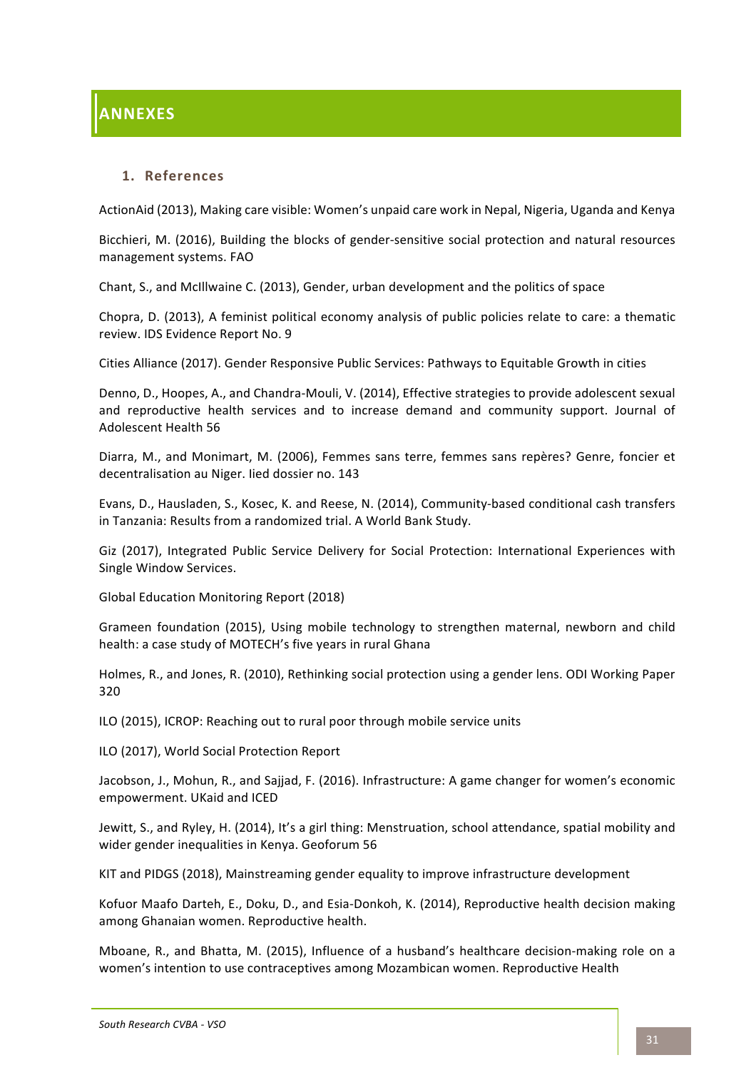# ANNEXES

## 1. References

ActionAid (2013), Making care visible: Women's unpaid care work in Nepal, Nigeria, Uganda and Kenya

Bicchieri, M. (2016), Building the blocks of gender-sensitive social protection and natural resources management systems. FAO

Chant, S., and McIllwaine C. (2013), Gender, urban development and the politics of space

Chopra, D. (2013), A feminist political economy analysis of public policies relate to care: a thematic review. IDS Evidence Report No. 9

Cities Alliance (2017). Gender Responsive Public Services: Pathways to Equitable Growth in cities

Denno, D., Hoopes, A., and Chandra-Mouli, V. (2014), Effective strategies to provide adolescent sexual and reproductive health services and to increase demand and community support. Journal of Adolescent Health 56

Diarra, M., and Monimart, M. (2006), Femmes sans terre, femmes sans repères? Genre, foncier et decentralisation au Niger. Iied dossier no. 143

Evans, D., Hausladen, S., Kosec, K. and Reese, N. (2014), Community-based conditional cash transfers in Tanzania: Results from a randomized trial. A World Bank Study.

Giz (2017), Integrated Public Service Delivery for Social Protection: International Experiences with Single Window Services.

Global Education Monitoring Report (2018)

Grameen foundation (2015), Using mobile technology to strengthen maternal, newborn and child health: a case study of MOTECH's five years in rural Ghana

Holmes, R., and Jones, R. (2010), Rethinking social protection using a gender lens. ODI Working Paper 320

ILO (2015), ICROP: Reaching out to rural poor through mobile service units

ILO (2017), World Social Protection Report

Jacobson, J., Mohun, R., and Sajjad, F. (2016). Infrastructure: A game changer for women's economic empowerment. UKaid and ICED

Jewitt, S., and Ryley, H. (2014), It's a girl thing: Menstruation, school attendance, spatial mobility and wider gender inequalities in Kenya. Geoforum 56

KIT and PIDGS (2018), Mainstreaming gender equality to improve infrastructure development

Kofuor Maafo Darteh, E., Doku, D., and Esia-Donkoh, K. (2014), Reproductive health decision making among Ghanaian women. Reproductive health.

Mboane, R., and Bhatta, M. (2015), Influence of a husband's healthcare decision-making role on a women's intention to use contraceptives among Mozambican women. Reproductive Health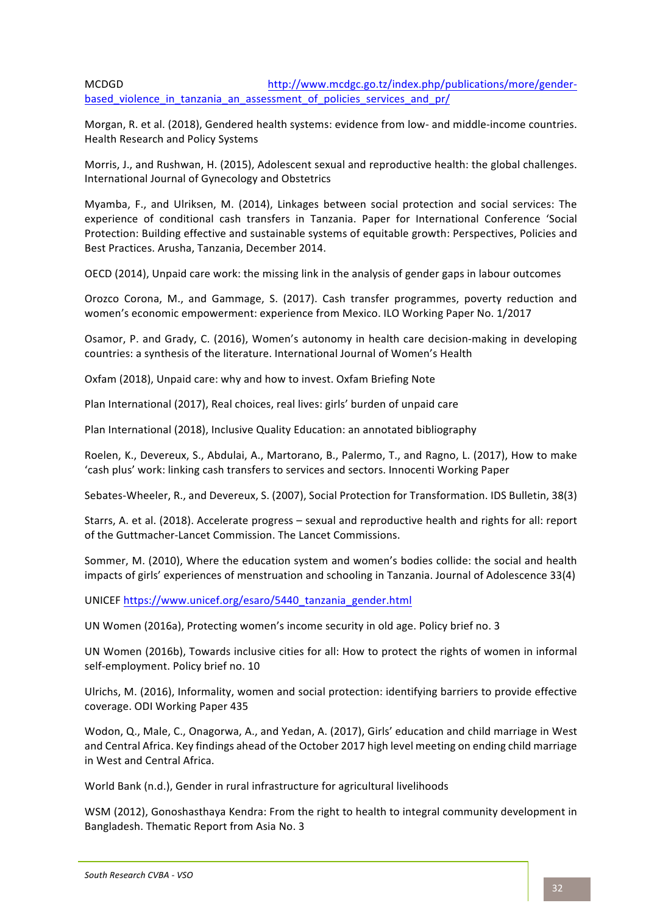MCDGD http://www.mcdgc.go.tz/index.php/publications/more/gender-based_violence_in_tanzania_an_assessment_of_policies_services_and_pr/

Morgan, R. et al. (2018), Gendered health systems: evidence from low- and middle-income countries. Health Research and Policy Systems

Morris, J., and Rushwan, H. (2015), Adolescent sexual and reproductive health: the global challenges. International Journal of Gynecology and Obstetrics

Myamba, F., and Ulriksen, M. (2014), Linkages between social protection and social services: The experience of conditional cash transfers in Tanzania. Paper for International Conference 'Social Protection: Building effective and sustainable systems of equitable growth: Perspectives, Policies and Best Practices. Arusha, Tanzania, December 2014.

OECD (2014), Unpaid care work: the missing link in the analysis of gender gaps in labour outcomes

Orozco Corona, M., and Gammage, S. (2017). Cash transfer programmes, poverty reduction and women's economic empowerment: experience from Mexico. ILO Working Paper No. 1/2017

Osamor, P. and Grady, C. (2016), Women's autonomy in health care decision-making in developing countries: a synthesis of the literature. International Journal of Women's Health

Oxfam (2018), Unpaid care: why and how to invest. Oxfam Briefing Note

Plan International (2017), Real choices, real lives: girls' burden of unpaid care

Plan International (2018), Inclusive Quality Education: an annotated bibliography

Roelen, K., Devereux, S., Abdulai, A., Martorano, B., Palermo, T., and Ragno, L. (2017), How to make 'cash plus' work: linking cash transfers to services and sectors. Innocenti Working Paper

Sebates-Wheeler, R., and Devereux, S. (2007), Social Protection for Transformation. IDS Bulletin, 38(3)

Starrs, A. et al. (2018). Accelerate progress – sexual and reproductive health and rights for all: report of the Guttmacher-Lancet Commission. The Lancet Commissions.

Sommer, M. (2010), Where the education system and women's bodies collide: the social and health impacts of girls' experiences of menstruation and schooling in Tanzania. Journal of Adolescence 33(4)

UNICEF https://www.unicef.org/esaro/5440_tanzania_gender.html

UN Women (2016a), Protecting women's income security in old age. Policy brief no. 3

UN Women (2016b), Towards inclusive cities for all: How to protect the rights of women in informal self-employment. Policy brief no. 10

Ulrichs, M. (2016), Informality, women and social protection: identifying barriers to provide effective coverage. ODI Working Paper 435

Wodon, Q., Male, C., Onagorwa, A., and Yedan, A. (2017), Girls' education and child marriage in West and Central Africa. Key findings ahead of the October 2017 high level meeting on ending child marriage in West and Central Africa.

World Bank (n.d.), Gender in rural infrastructure for agricultural livelihoods

WSM (2012), Gonoshasthaya Kendra: From the right to health to integral community development in Bangladesh. Thematic Report from Asia No. 3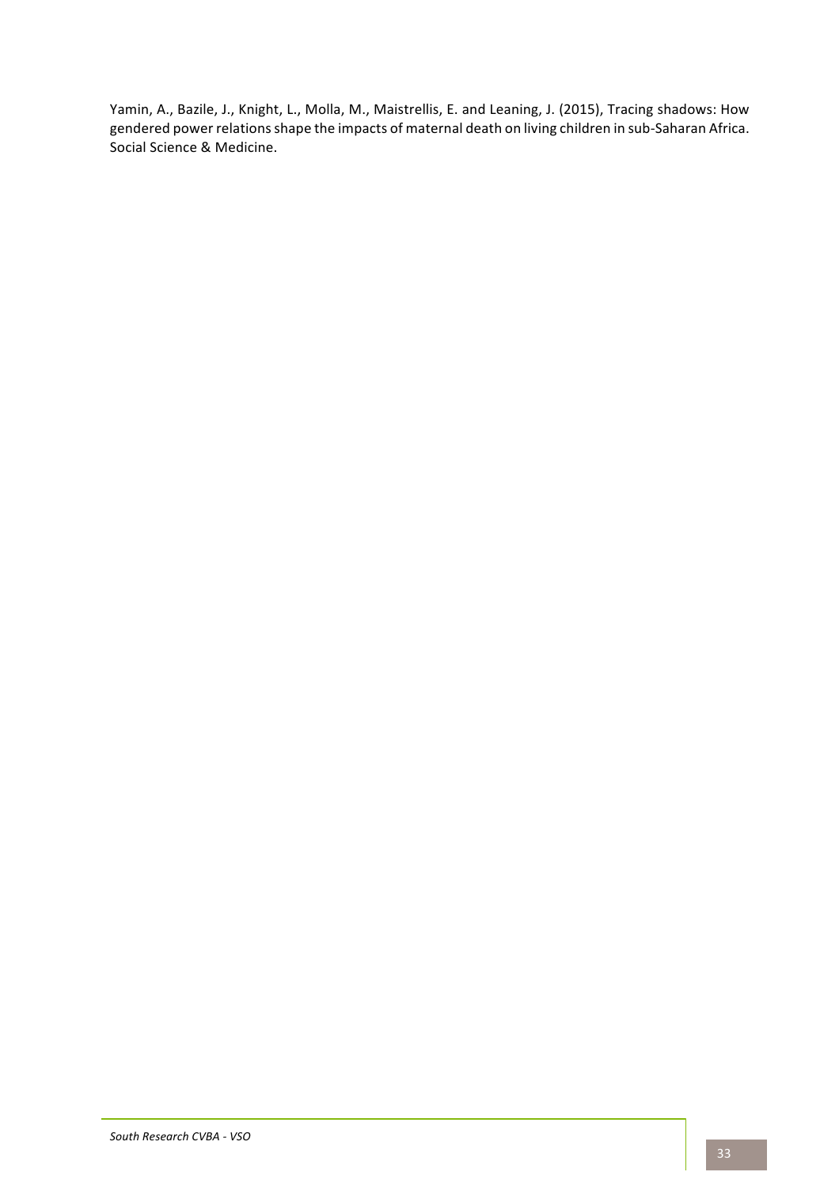Yamin, A., Bazile, J., Knight, L., Molla, M., Maistrellis, E. and Leaning, J. (2015), Tracing shadows: How gendered power relations shape the impacts of maternal death on living children in sub-Saharan Africa. Social Science & Medicine.